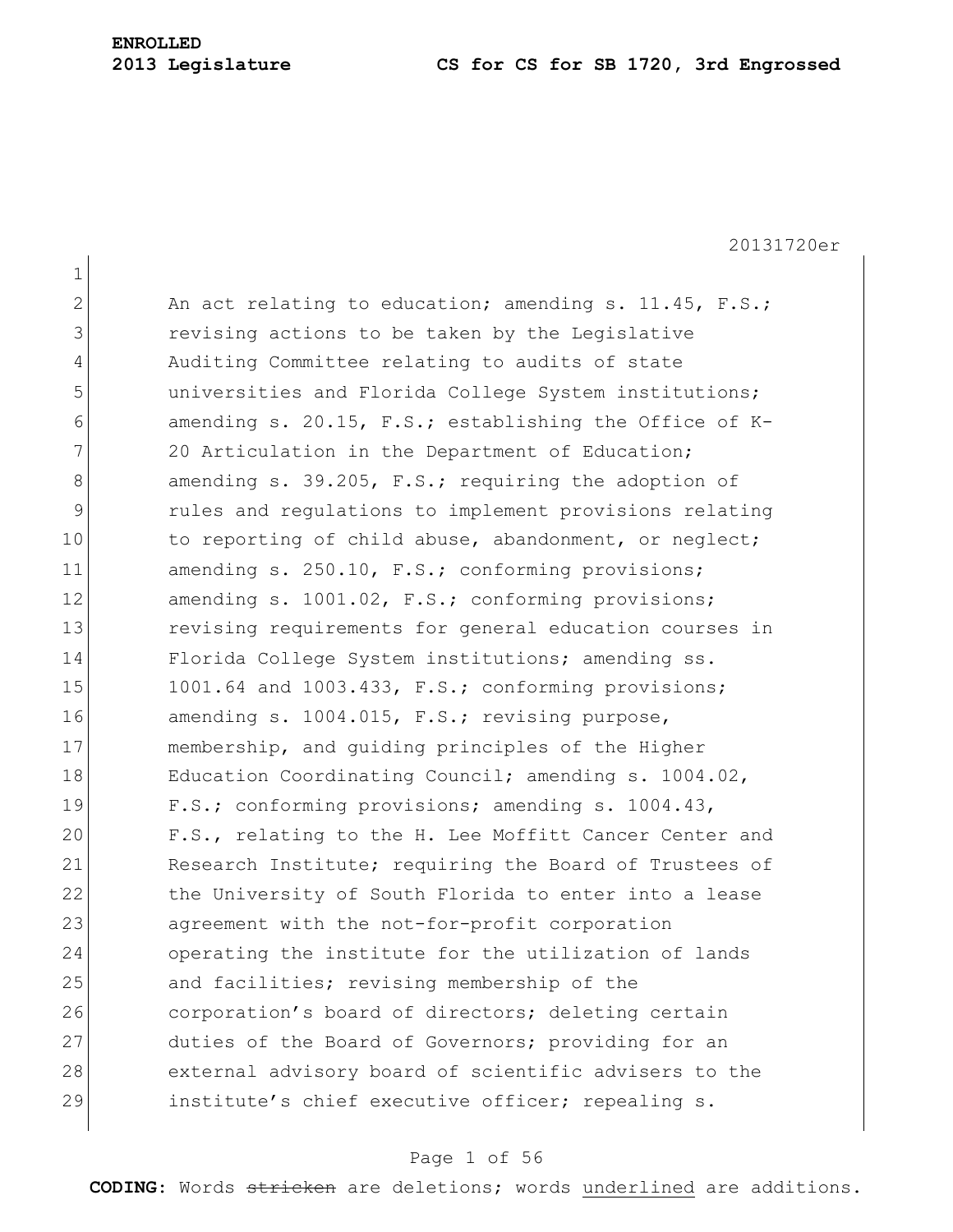**ENROLLED**

**2013 Legislature** **CS for CS for SB 1720, 3rd Engrossed**

20131720er

An act relating to education; amending s. 11.45, F.S.; revising actions to be taken by the Legislative Auditing Committee relating to audits of state universities and Florida College System institutions; amending s. 20.15, F.S.; establishing the Office of K-20 Articulation in the Department of Education; amending s. 39.205, F.S.; requiring the adoption of rules and regulations to implement provisions relating to reporting of child abuse, abandonment, or neglect; amending s. 250.10, F.S.; conforming provisions; amending s. 1001.02, F.S.; conforming provisions; revising requirements for general education courses in Florida College System institutions; amending ss. 1001.64 and 1003.433, F.S.; conforming provisions; amending s. 1004.015, F.S.; revising purpose, membership, and guiding principles of the Higher Education Coordinating Council; amending s. 1004.02, F.S.; conforming provisions; amending s. 1004.43, F.S., relating to the H. Lee Moffitt Cancer Center and Research Institute; requiring the Board of Trustees of the University of South Florida to enter into a lease agreement with the not-for-profit corporation operating the institute for the utilization of lands and facilities; revising membership of the corporation's board of directors; deleting certain duties of the Board of Governors; providing for an external advisory board of scientific advisers to the institute's chief executive officer; repealing s.

**CODING:** Words ~~stricken~~ are deletions; words underlined are additions.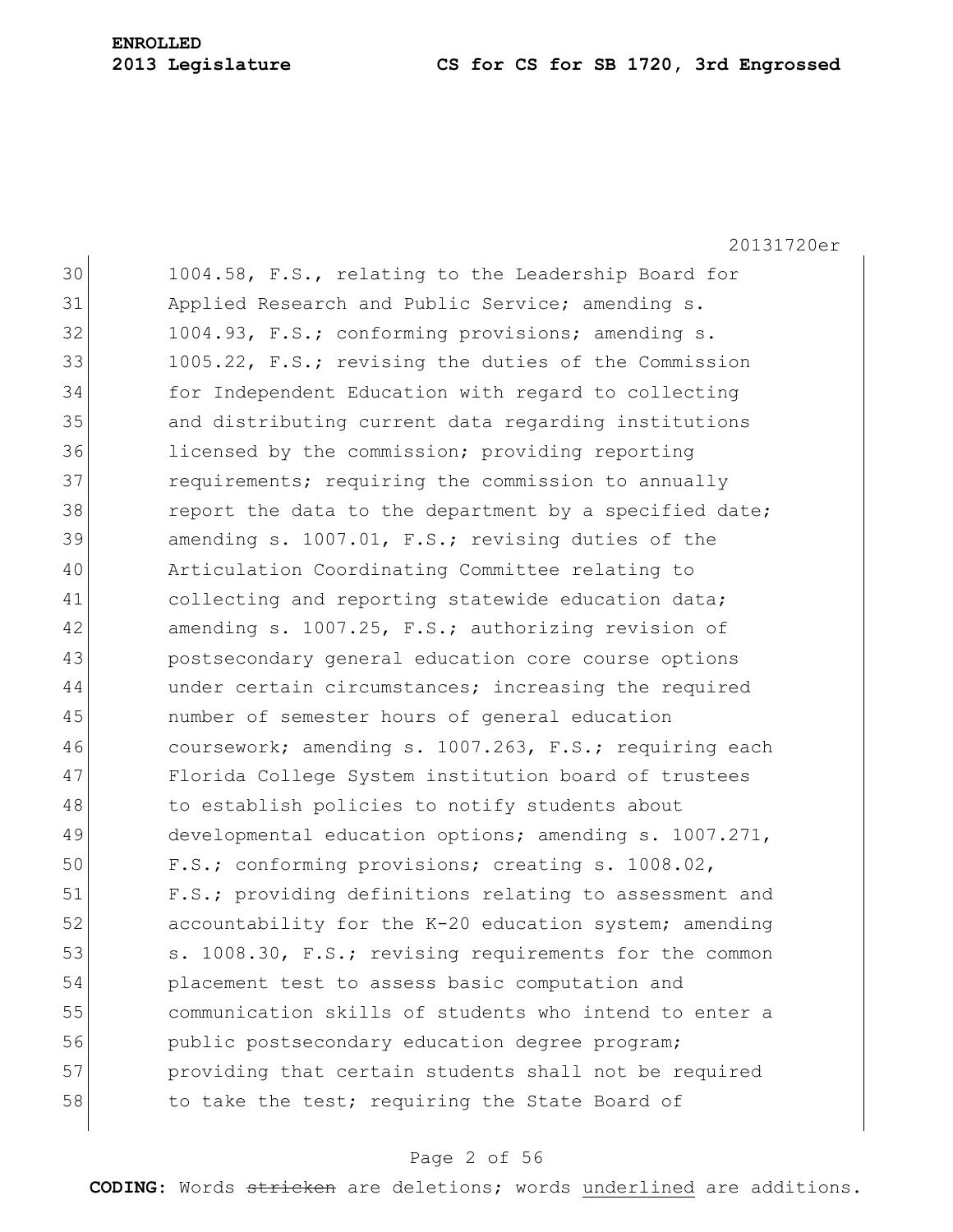1004.58, F.S., relating to the Leadership Board for Applied Research and Public Service; amending s. 1004.93, F.S.; conforming provisions; amending s. 1005.22, F.S.; revising the duties of the Commission for Independent Education with regard to collecting and distributing current data regarding institutions licensed by the commission; providing reporting requirements; requiring the commission to annually report the data to the department by a specified date; amending s. 1007.01, F.S.; revising duties of the Articulation Coordinating Committee relating to collecting and reporting statewide education data; amending s. 1007.25, F.S.; authorizing revision of postsecondary general education core course options under certain circumstances; increasing the required number of semester hours of general education coursework; amending s. 1007.263, F.S.; requiring each Florida College System institution board of trustees to establish policies to notify students about developmental education options; amending s. 1007.271, F.S.; conforming provisions; creating s. 1008.02, F.S.; providing definitions relating to assessment and accountability for the K-20 education system; amending s. 1008.30, F.S.; revising requirements for the common placement test to assess basic computation and communication skills of students who intend to enter a public postsecondary education degree program; providing that certain students shall not be required to take the test; requiring the State Board of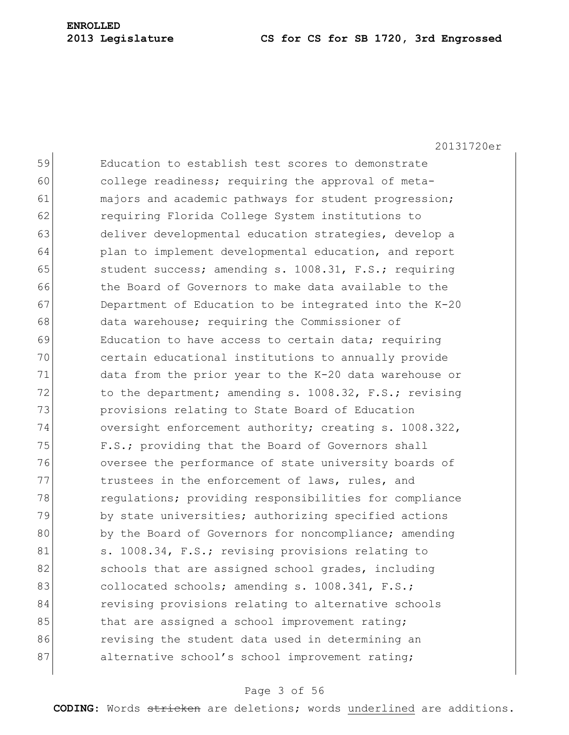Education to establish test scores to demonstrate college readiness; requiring the approval of meta-majors and academic pathways for student progression; requiring Florida College System institutions to deliver developmental education strategies, develop a plan to implement developmental education, and report student success; amending s. 1008.31, F.S.; requiring the Board of Governors to make data available to the Department of Education to be integrated into the K-20 data warehouse; requiring the Commissioner of Education to have access to certain data; requiring certain educational institutions to annually provide data from the prior year to the K-20 data warehouse or to the department; amending s. 1008.32, F.S.; revising provisions relating to State Board of Education oversight enforcement authority; creating s. 1008.322, F.S.; providing that the Board of Governors shall oversee the performance of state university boards of trustees in the enforcement of laws, rules, and regulations; providing responsibilities for compliance by state universities; authorizing specified actions by the Board of Governors for noncompliance; amending s. 1008.34, F.S.; revising provisions relating to schools that are assigned school grades, including collocated schools; amending s. 1008.341, F.S.; revising provisions relating to alternative schools that are assigned a school improvement rating; revising the student data used in determining an alternative school's school improvement rating;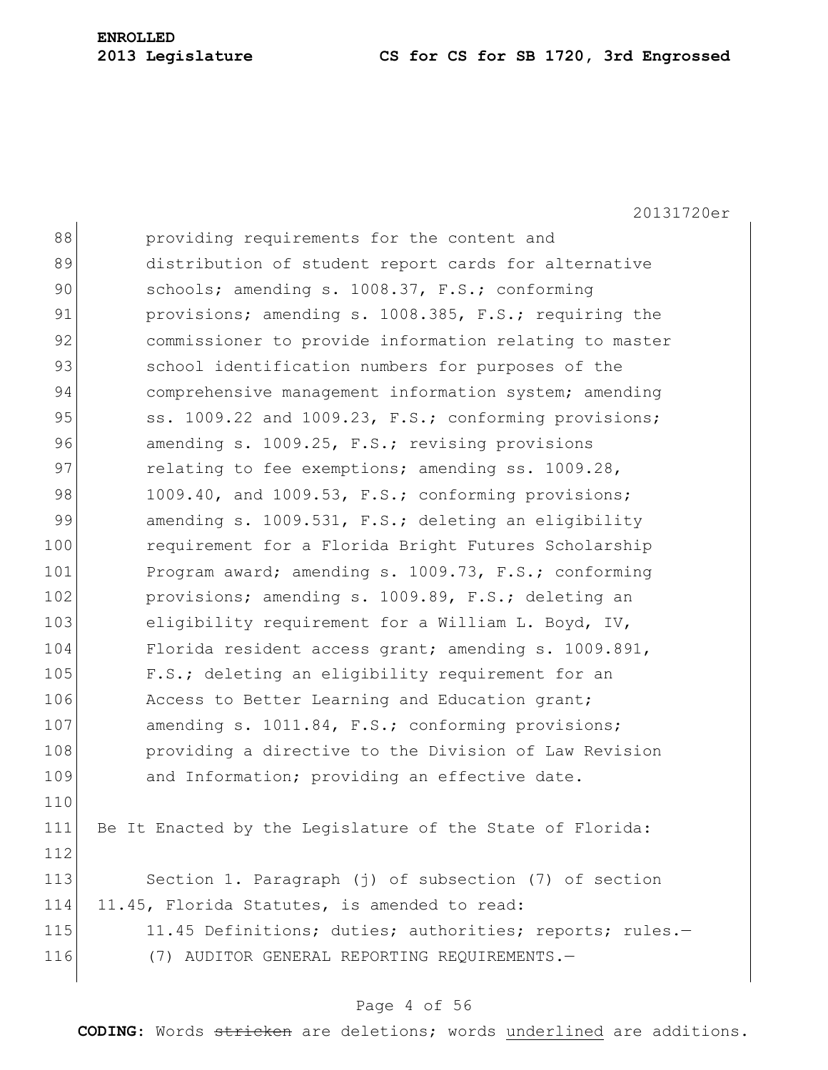providing requirements for the content and distribution of student report cards for alternative schools; amending s. 1008.37, F.S.; conforming provisions; amending s. 1008.385, F.S.; requiring the commissioner to provide information relating to master school identification numbers for purposes of the comprehensive management information system; amending ss. 1009.22 and 1009.23, F.S.; conforming provisions; amending s. 1009.25, F.S.; revising provisions relating to fee exemptions; amending ss. 1009.28, 1009.40, and 1009.53, F.S.; conforming provisions; amending s. 1009.531, F.S.; deleting an eligibility requirement for a Florida Bright Futures Scholarship Program award; amending s. 1009.73, F.S.; conforming provisions; amending s. 1009.89, F.S.; deleting an eligibility requirement for a William L. Boyd, IV, Florida resident access grant; amending s. 1009.891, F.S.; deleting an eligibility requirement for an Access to Better Learning and Education grant; amending s. 1011.84, F.S.; conforming provisions; providing a directive to the Division of Law Revision and Information; providing an effective date.

Be It Enacted by the Legislature of the State of Florida:

Section 1. Paragraph (j) of subsection (7) of section 11.45, Florida Statutes, is amended to read:

11.45 Definitions; duties; authorities; reports; rules.—

(7) AUDITOR GENERAL REPORTING REQUIREMENTS.—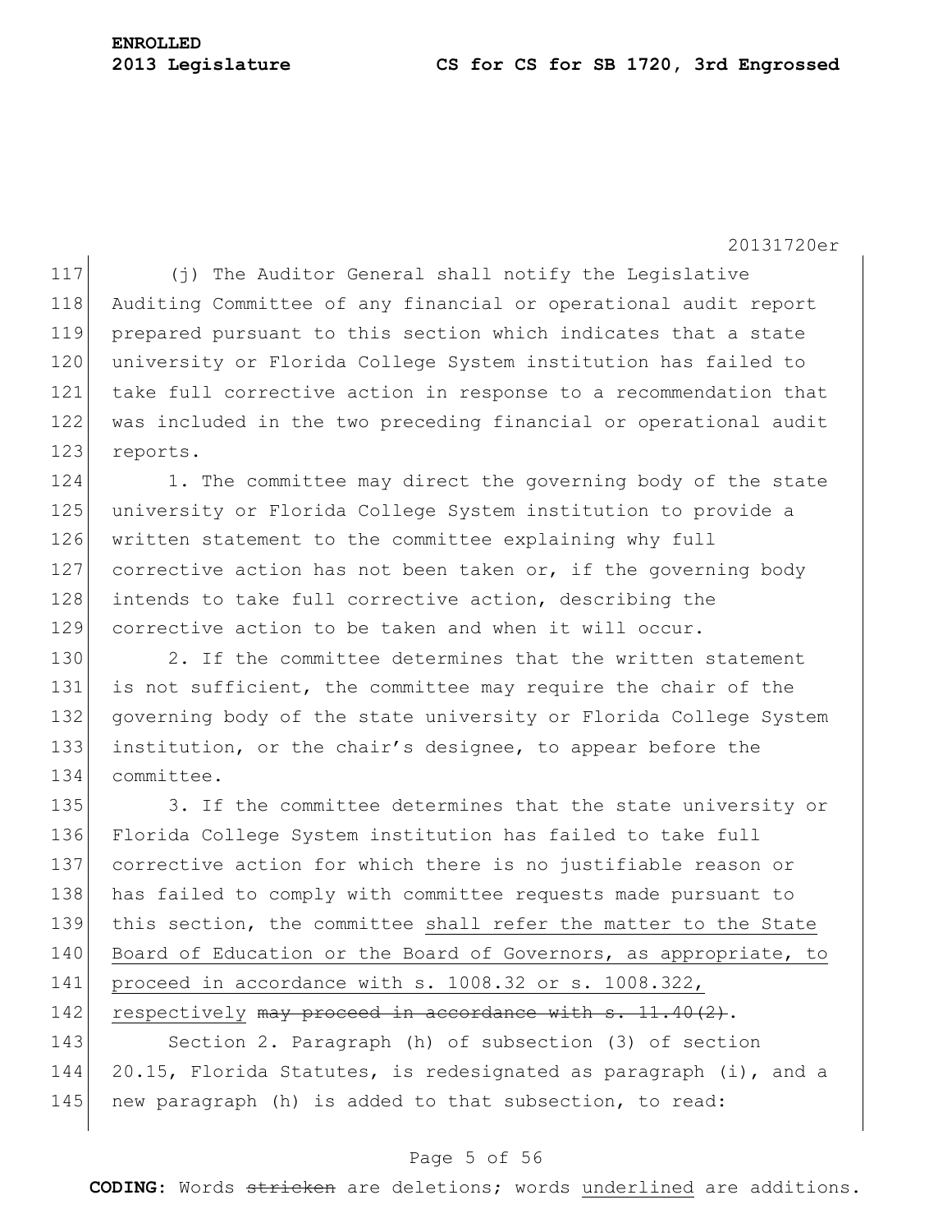(j) The Auditor General shall notify the Legislative Auditing Committee of any financial or operational audit report prepared pursuant to this section which indicates that a state university or Florida College System institution has failed to take full corrective action in response to a recommendation that was included in the two preceding financial or operational audit reports.

1. The committee may direct the governing body of the state university or Florida College System institution to provide a written statement to the committee explaining why full corrective action has not been taken or, if the governing body intends to take full corrective action, describing the corrective action to be taken and when it will occur.

2. If the committee determines that the written statement is not sufficient, the committee may require the chair of the governing body of the state university or Florida College System institution, or the chair's designee, to appear before the committee.

3. If the committee determines that the state university or Florida College System institution has failed to take full corrective action for which there is no justifiable reason or has failed to comply with committee requests made pursuant to this section, the committee <u>shall refer the matter to the State Board of Education or the Board of Governors, as appropriate, to proceed in accordance with s. 1008.32 or s. 1008.322, respectively</u> ~~may proceed in accordance with s. 11.40(2)~~.

Section 2. Paragraph (h) of subsection (3) of section 20.15, Florida Statutes, is redesignated as paragraph (i), and a new paragraph (h) is added to that subsection, to read:

**CODING:** Words ~~stricken~~ are deletions; words <u>underlined</u> are additions.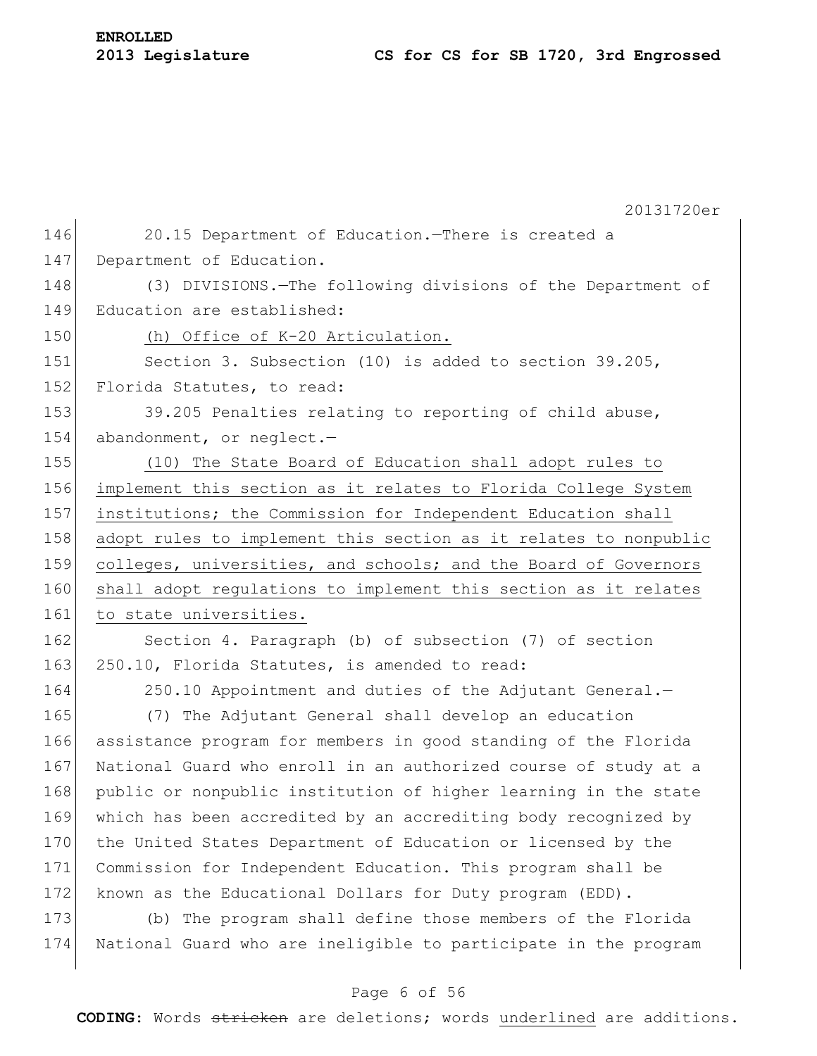20.15 Department of Education.—There is created a Department of Education.

(3) DIVISIONS.—The following divisions of the Department of Education are established:

(h) Office of K-20 Articulation.

Section 3. Subsection (10) is added to section 39.205, Florida Statutes, to read:

39.205 Penalties relating to reporting of child abuse, abandonment, or neglect.—

(10) The State Board of Education shall adopt rules to implement this section as it relates to Florida College System institutions; the Commission for Independent Education shall adopt rules to implement this section as it relates to nonpublic colleges, universities, and schools; and the Board of Governors shall adopt regulations to implement this section as it relates to state universities.

Section 4. Paragraph (b) of subsection (7) of section 250.10, Florida Statutes, is amended to read:

250.10 Appointment and duties of the Adjutant General.—

(7) The Adjutant General shall develop an education assistance program for members in good standing of the Florida National Guard who enroll in an authorized course of study at a public or nonpublic institution of higher learning in the state which has been accredited by an accrediting body recognized by the United States Department of Education or licensed by the Commission for Independent Education. This program shall be known as the Educational Dollars for Duty program (EDD).

(b) The program shall define those members of the Florida National Guard who are ineligible to participate in the program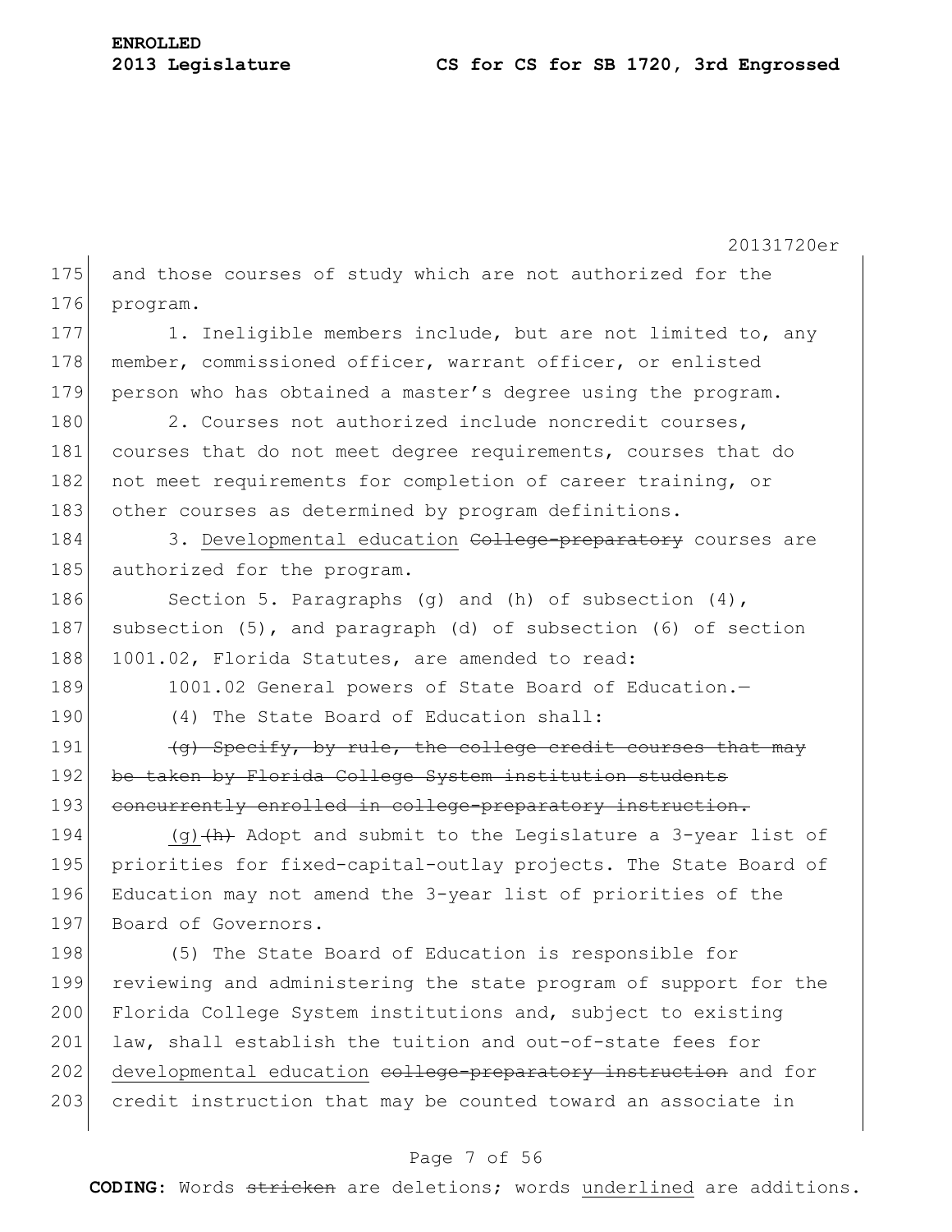and those courses of study which are not authorized for the program.

1. Ineligible members include, but are not limited to, any member, commissioned officer, warrant officer, or enlisted person who has obtained a master's degree using the program.

2. Courses not authorized include noncredit courses, courses that do not meet degree requirements, courses that do not meet requirements for completion of career training, or other courses as determined by program definitions.

3. <u>Developmental education</u> ~~College-preparatory~~ courses are authorized for the program.

Section 5. Paragraphs (g) and (h) of subsection (4), subsection (5), and paragraph (d) of subsection (6) of section 1001.02, Florida Statutes, are amended to read:

1001.02 General powers of State Board of Education.—

(4) The State Board of Education shall:

~~(g) Specify, by rule, the college credit courses that may be taken by Florida College System institution students concurrently enrolled in college-preparatory instruction.~~

<u>(g)</u>~~(h)~~ Adopt and submit to the Legislature a 3-year list of priorities for fixed-capital-outlay projects. The State Board of Education may not amend the 3-year list of priorities of the Board of Governors.

(5) The State Board of Education is responsible for reviewing and administering the state program of support for the Florida College System institutions and, subject to existing law, shall establish the tuition and out-of-state fees for <u>developmental education</u> ~~college-preparatory instruction~~ and for credit instruction that may be counted toward an associate in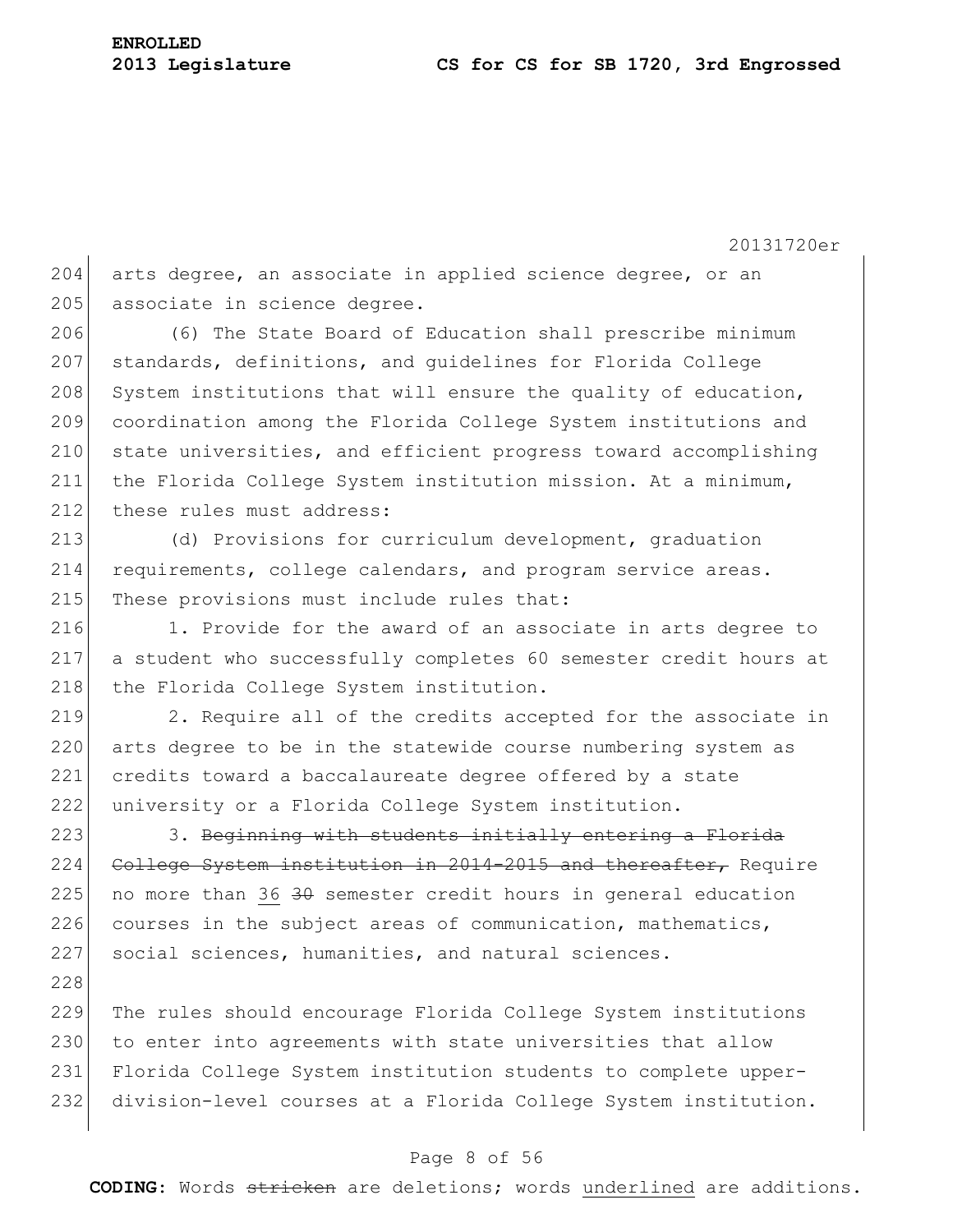arts degree, an associate in applied science degree, or an associate in science degree.

(6) The State Board of Education shall prescribe minimum standards, definitions, and guidelines for Florida College System institutions that will ensure the quality of education, coordination among the Florida College System institutions and state universities, and efficient progress toward accomplishing the Florida College System institution mission. At a minimum, these rules must address:

(d) Provisions for curriculum development, graduation requirements, college calendars, and program service areas. These provisions must include rules that:

1. Provide for the award of an associate in arts degree to a student who successfully completes 60 semester credit hours at the Florida College System institution.

2. Require all of the credits accepted for the associate in arts degree to be in the statewide course numbering system as credits toward a baccalaureate degree offered by a state university or a Florida College System institution.

3. ~~Beginning with students initially entering a Florida College System institution in 2014-2015 and thereafter,~~ Require no more than <u>36</u> ~~30~~ semester credit hours in general education courses in the subject areas of communication, mathematics, social sciences, humanities, and natural sciences.

The rules should encourage Florida College System institutions to enter into agreements with state universities that allow Florida College System institution students to complete upper-division-level courses at a Florida College System institution.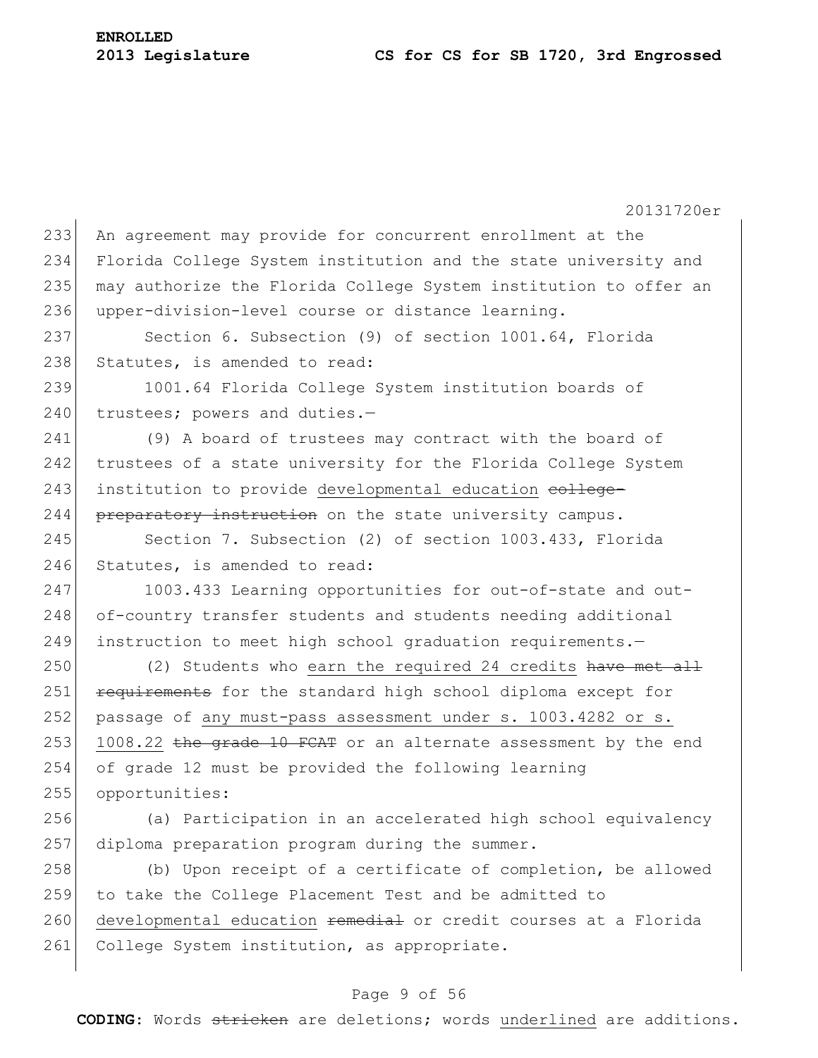An agreement may provide for concurrent enrollment at the Florida College System institution and the state university and may authorize the Florida College System institution to offer an upper-division-level course or distance learning.

Section 6. Subsection (9) of section 1001.64, Florida Statutes, is amended to read:

1001.64 Florida College System institution boards of trustees; powers and duties.—

(9) A board of trustees may contract with the board of trustees of a state university for the Florida College System institution to provide <u>developmental education</u> ~~college-preparatory instruction~~ on the state university campus.

Section 7. Subsection (2) of section 1003.433, Florida Statutes, is amended to read:

1003.433 Learning opportunities for out-of-state and out-of-country transfer students and students needing additional instruction to meet high school graduation requirements.—

(2) Students who <u>earn the required 24 credits</u> ~~have met all requirements~~ for the standard high school diploma except for passage of <u>any must-pass assessment under s. 1003.4282 or s. 1008.22</u> ~~the grade 10 FCAT~~ or an alternate assessment by the end of grade 12 must be provided the following learning opportunities:

(a) Participation in an accelerated high school equivalency diploma preparation program during the summer.

(b) Upon receipt of a certificate of completion, be allowed to take the College Placement Test and be admitted to <u>developmental education</u> ~~remedial~~ or credit courses at a Florida College System institution, as appropriate.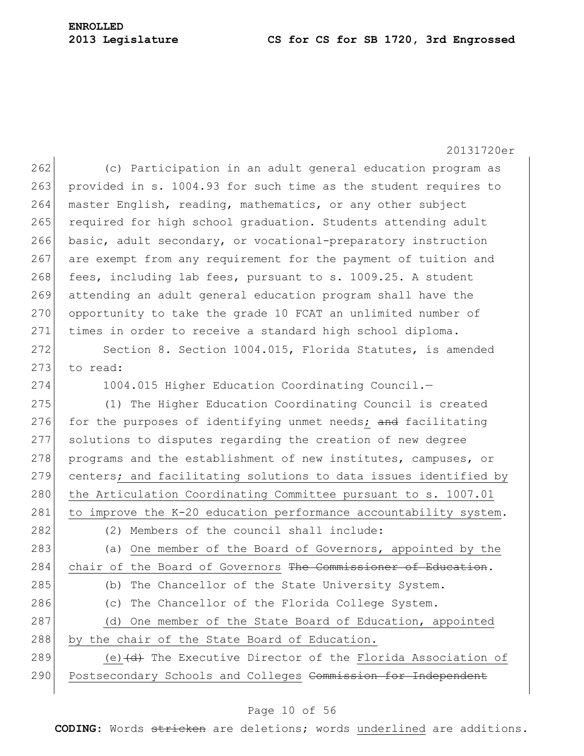(c) Participation in an adult general education program as provided in s. 1004.93 for such time as the student requires to master English, reading, mathematics, or any other subject required for high school graduation. Students attending adult basic, adult secondary, or vocational-preparatory instruction are exempt from any requirement for the payment of tuition and fees, including lab fees, pursuant to s. 1009.25. A student attending an adult general education program shall have the opportunity to take the grade 10 FCAT an unlimited number of times in order to receive a standard high school diploma.

Section 8. Section 1004.015, Florida Statutes, is amended to read:

1004.015 Higher Education Coordinating Council.—

(1) The Higher Education Coordinating Council is created for the purposes of identifying unmet needs; ~~and~~ facilitating solutions to disputes regarding the creation of new degree programs and the establishment of new institutes, campuses, or centers; and facilitating solutions to data issues identified by the Articulation Coordinating Committee pursuant to s. 1007.01 to improve the K-20 education performance accountability system.

(2) Members of the council shall include:

(a) One member of the Board of Governors, appointed by the chair of the Board of Governors ~~The Commissioner of Education~~.

(b) The Chancellor of the State University System.

(c) The Chancellor of the Florida College System.

(d) One member of the State Board of Education, appointed by the chair of the State Board of Education.

(e)~~(d)~~ The Executive Director of the Florida Association of Postsecondary Schools and Colleges ~~Commission for Independent~~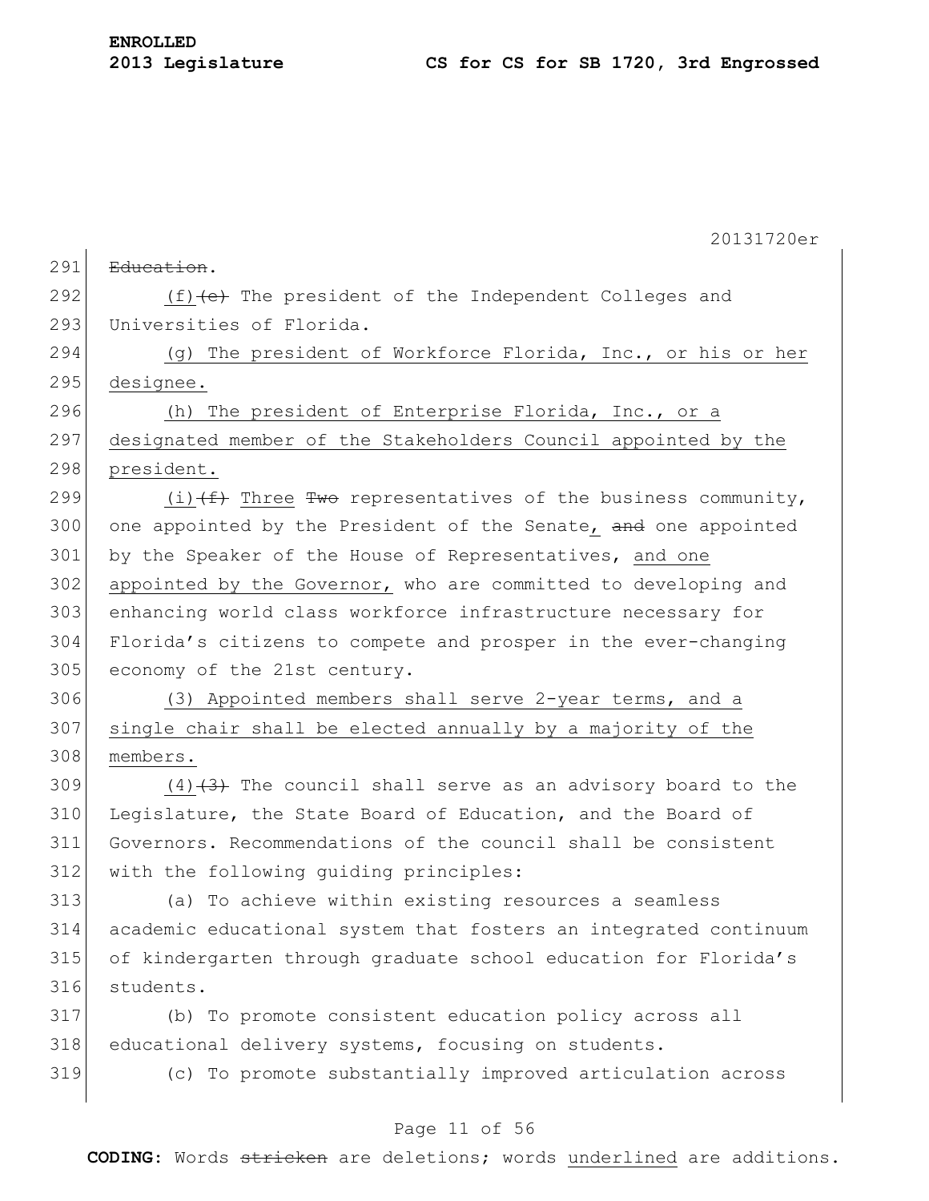291 ~~Education~~.

292 (f) ~~(e)~~ The president of the Independent Colleges and
293 Universities of Florida.

294 <u>(g) The president of Workforce Florida, Inc., or his or her</u>
295 <u>designee.</u>

296 <u>(h) The president of Enterprise Florida, Inc., or a</u>
297 <u>designated member of the Stakeholders Council appointed by the</u>
298 <u>president.</u>

299 <u>(i)</u> ~~(f)~~ <u>Three</u> ~~Two~~ representatives of the business community,
300 one appointed by the President of the Senate<u>,</u> ~~and~~ one appointed
301 by the Speaker of the House of Representatives, <u>and one</u>
302 <u>appointed by the Governor,</u> who are committed to developing and
303 enhancing world class workforce infrastructure necessary for
304 Florida's citizens to compete and prosper in the ever-changing
305 economy of the 21st century.

306 <u>(3) Appointed members shall serve 2-year terms, and a</u>
307 <u>single chair shall be elected annually by a majority of the</u>
308 <u>members.</u>

309 <u>(4)</u> ~~(3)~~ The council shall serve as an advisory board to the
310 Legislature, the State Board of Education, and the Board of
311 Governors. Recommendations of the council shall be consistent
312 with the following guiding principles:

313 (a) To achieve within existing resources a seamless
314 academic educational system that fosters an integrated continuum
315 of kindergarten through graduate school education for Florida's
316 students.

317 (b) To promote consistent education policy across all
318 educational delivery systems, focusing on students.

319 (c) To promote substantially improved articulation across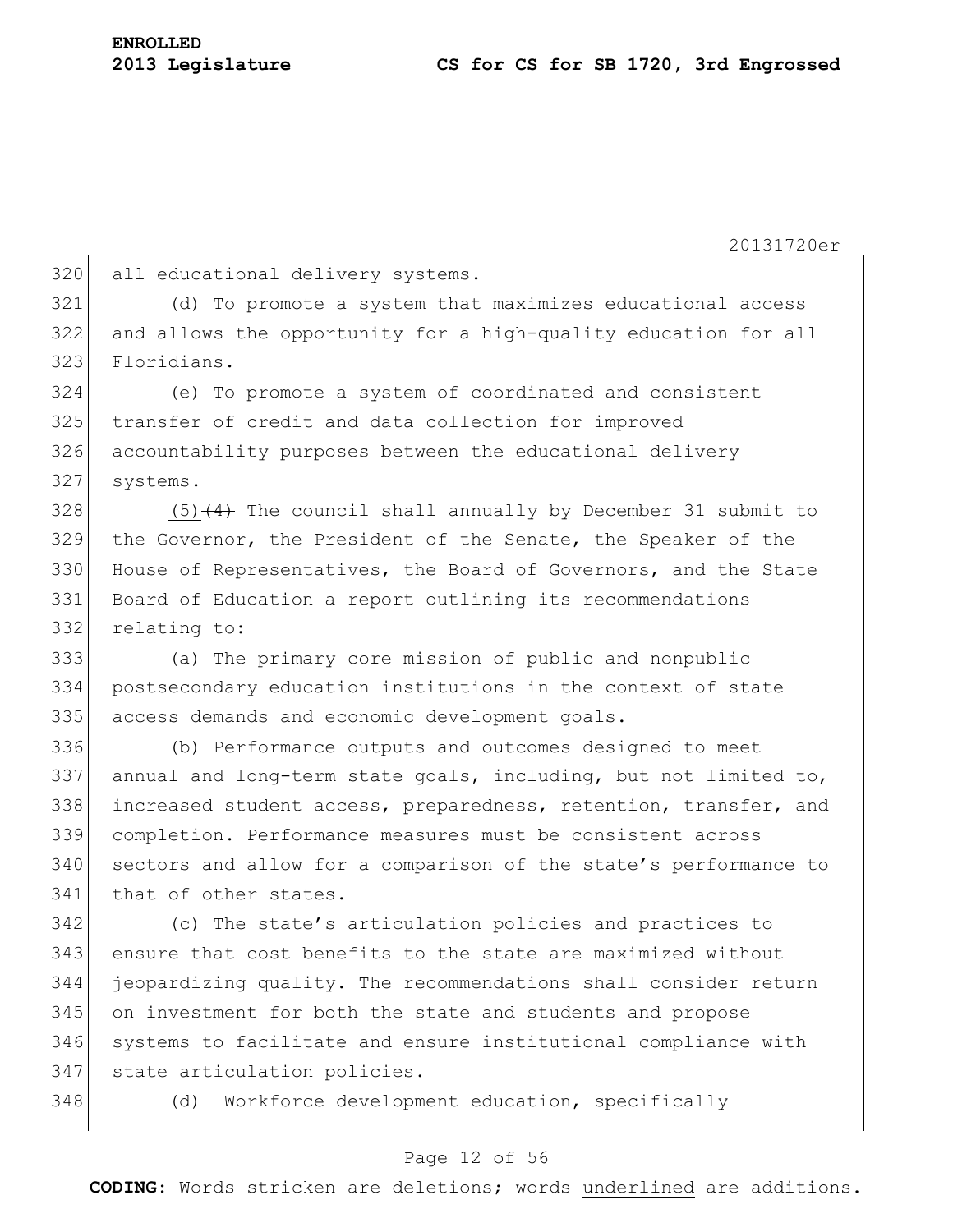all educational delivery systems.

(d) To promote a system that maximizes educational access and allows the opportunity for a high-quality education for all Floridians.

(e) To promote a system of coordinated and consistent transfer of credit and data collection for improved accountability purposes between the educational delivery systems.

(5) ~~(4)~~ The council shall annually by December 31 submit to the Governor, the President of the Senate, the Speaker of the House of Representatives, the Board of Governors, and the State Board of Education a report outlining its recommendations relating to:

(a) The primary core mission of public and nonpublic postsecondary education institutions in the context of state access demands and economic development goals.

(b) Performance outputs and outcomes designed to meet annual and long-term state goals, including, but not limited to, increased student access, preparedness, retention, transfer, and completion. Performance measures must be consistent across sectors and allow for a comparison of the state's performance to that of other states.

(c) The state's articulation policies and practices to ensure that cost benefits to the state are maximized without jeopardizing quality. The recommendations shall consider return on investment for both the state and students and propose systems to facilitate and ensure institutional compliance with state articulation policies.

(d) Workforce development education, specifically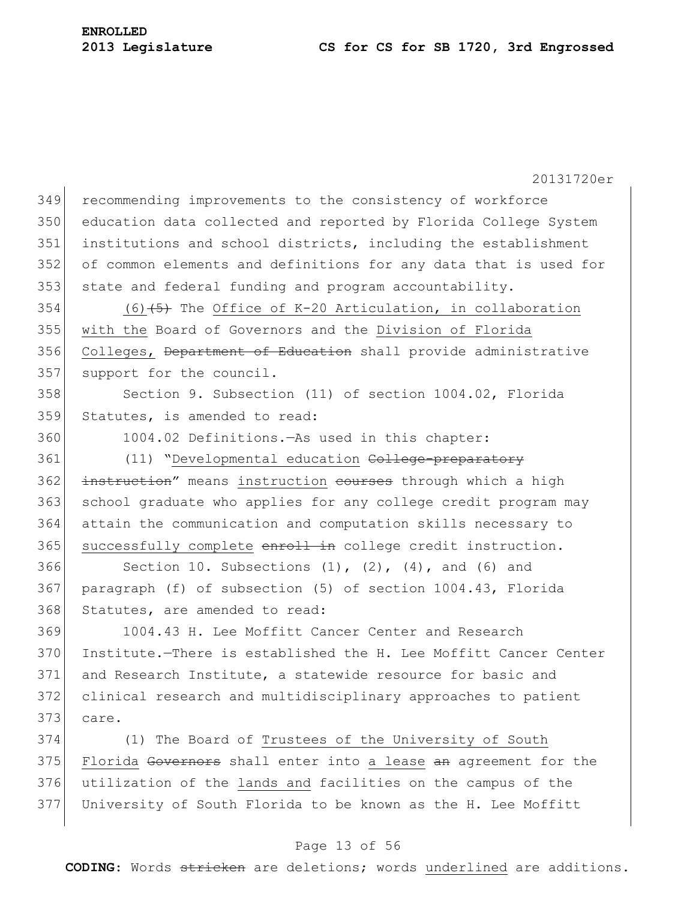recommending improvements to the consistency of workforce education data collected and reported by Florida College System institutions and school districts, including the establishment of common elements and definitions for any data that is used for state and federal funding and program accountability.

(6) ~~(5)~~ The Office of K-20 Articulation, in collaboration with the Board of Governors and the Division of Florida Colleges, ~~Department of Education~~ shall provide administrative support for the council.

Section 9. Subsection (11) of section 1004.02, Florida Statutes, is amended to read:

1004.02 Definitions.—As used in this chapter:

(11) "Developmental education ~~College-preparatory instruction~~" means instruction ~~courses~~ through which a high school graduate who applies for any college credit program may attain the communication and computation skills necessary to successfully complete ~~enroll in~~ college credit instruction.

Section 10. Subsections (1), (2), (4), and (6) and paragraph (f) of subsection (5) of section 1004.43, Florida Statutes, are amended to read:

1004.43 H. Lee Moffitt Cancer Center and Research Institute.—There is established the H. Lee Moffitt Cancer Center and Research Institute, a statewide resource for basic and clinical research and multidisciplinary approaches to patient care.

(1) The Board of Trustees of the University of South Florida ~~Governors~~ shall enter into a lease ~~an~~ agreement for the utilization of the lands and facilities on the campus of the University of South Florida to be known as the H. Lee Moffitt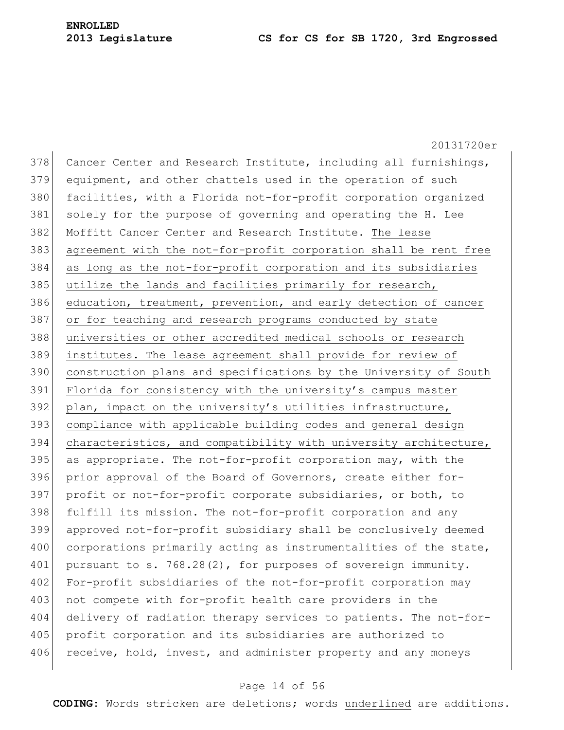Cancer Center and Research Institute, including all furnishings, equipment, and other chattels used in the operation of such facilities, with a Florida not-for-profit corporation organized solely for the purpose of governing and operating the H. Lee Moffitt Cancer Center and Research Institute. <u>The lease agreement with the not-for-profit corporation shall be rent free as long as the not-for-profit corporation and its subsidiaries utilize the lands and facilities primarily for research, education, treatment, prevention, and early detection of cancer or for teaching and research programs conducted by state universities or other accredited medical schools or research institutes. The lease agreement shall provide for review of construction plans and specifications by the University of South Florida for consistency with the university's campus master plan, impact on the university's utilities infrastructure, compliance with applicable building codes and general design characteristics, and compatibility with university architecture, as appropriate.</u> The not-for-profit corporation may, with the prior approval of the Board of Governors, create either for-profit or not-for-profit corporate subsidiaries, or both, to fulfill its mission. The not-for-profit corporation and any approved not-for-profit subsidiary shall be conclusively deemed corporations primarily acting as instrumentalities of the state, pursuant to s. 768.28(2), for purposes of sovereign immunity. For-profit subsidiaries of the not-for-profit corporation may not compete with for-profit health care providers in the delivery of radiation therapy services to patients. The not-for-profit corporation and its subsidiaries are authorized to receive, hold, invest, and administer property and any moneys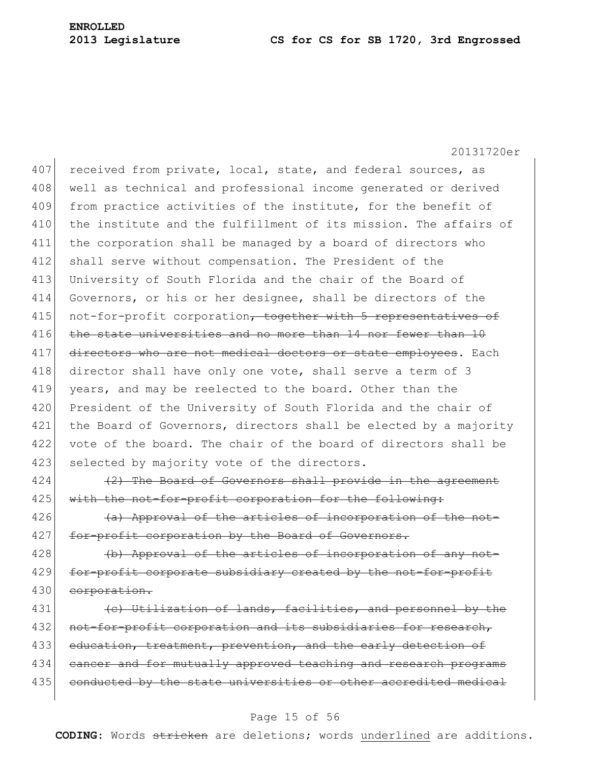received from private, local, state, and federal sources, as well as technical and professional income generated or derived from practice activities of the institute, for the benefit of the institute and the fulfillment of its mission. The affairs of the corporation shall be managed by a board of directors who shall serve without compensation. The President of the University of South Florida and the chair of the Board of Governors, or his or her designee, shall be directors of the not-for-profit corporation~~, together with 5 representatives of the state universities and no more than 14 nor fewer than 10 directors who are not medical doctors or state employees~~. Each director shall have only one vote, shall serve a term of 3 years, and may be reelected to the board. Other than the President of the University of South Florida and the chair of the Board of Governors, directors shall be elected by a majority vote of the board. The chair of the board of directors shall be selected by majority vote of the directors.

~~(2) The Board of Governors shall provide in the agreement with the not-for-profit corporation for the following:~~

~~(a) Approval of the articles of incorporation of the not-for-profit corporation by the Board of Governors.~~

~~(b) Approval of the articles of incorporation of any not-for-profit corporate subsidiary created by the not-for-profit corporation.~~

~~(c) Utilization of lands, facilities, and personnel by the not-for-profit corporation and its subsidiaries for research, education, treatment, prevention, and the early detection of cancer and for mutually approved teaching and research programs conducted by the state universities or other accredited medical~~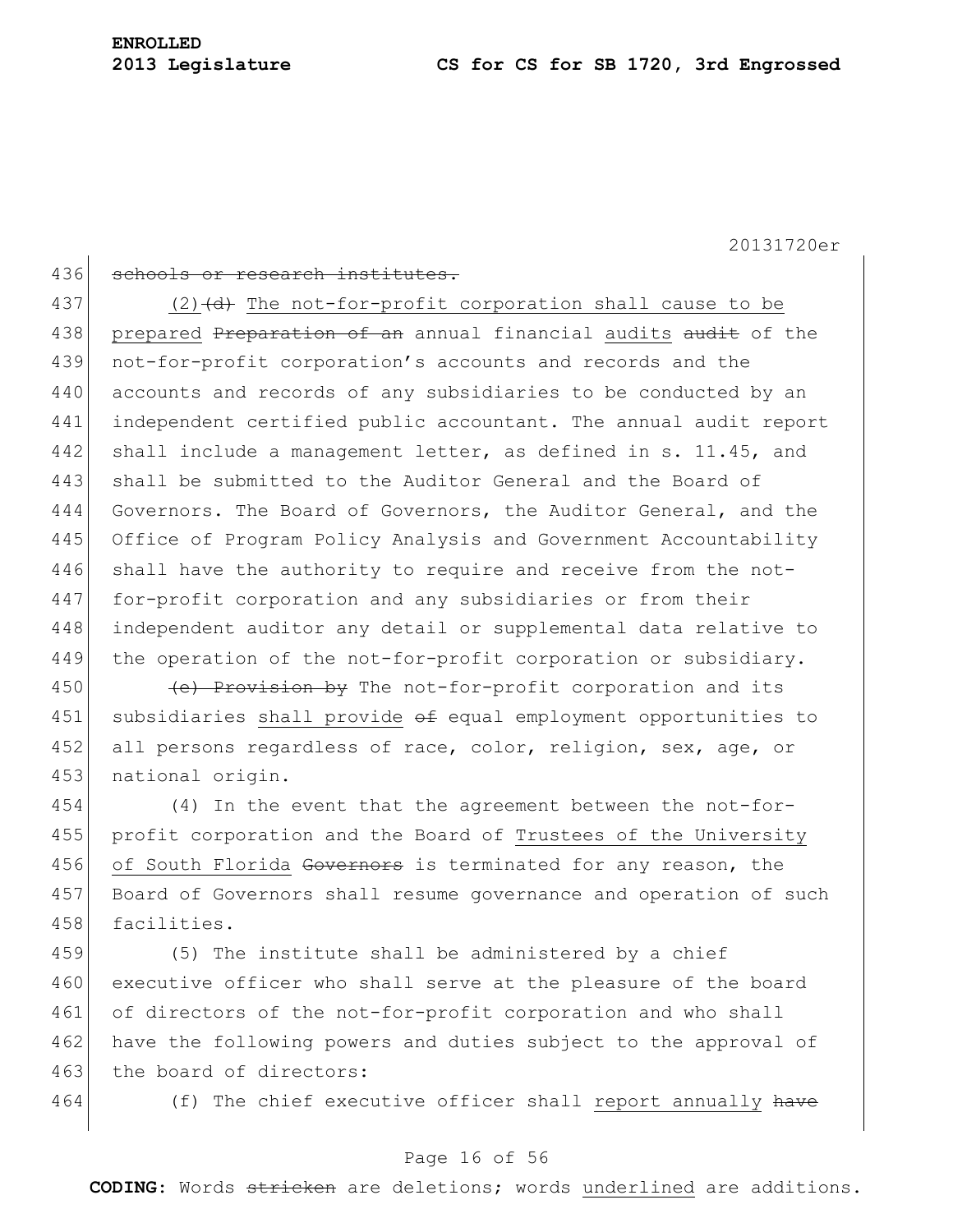~~schools or research institutes.~~

(2)~~(d)~~ The not-for-profit corporation shall cause to be prepared ~~Preparation of an~~ annual financial audits ~~audit~~ of the not-for-profit corporation's accounts and records and the accounts and records of any subsidiaries to be conducted by an independent certified public accountant. The annual audit report shall include a management letter, as defined in s. 11.45, and shall be submitted to the Auditor General and the Board of Governors. The Board of Governors, the Auditor General, and the Office of Program Policy Analysis and Government Accountability shall have the authority to require and receive from the not-for-profit corporation and any subsidiaries or from their independent auditor any detail or supplemental data relative to the operation of the not-for-profit corporation or subsidiary.

~~(e) Provision by~~ The not-for-profit corporation and its subsidiaries shall provide ~~of~~ equal employment opportunities to all persons regardless of race, color, religion, sex, age, or national origin.

(4) In the event that the agreement between the not-for-profit corporation and the Board of Trustees of the University of South Florida ~~Governors~~ is terminated for any reason, the Board of Governors shall resume governance and operation of such facilities.

(5) The institute shall be administered by a chief executive officer who shall serve at the pleasure of the board of directors of the not-for-profit corporation and who shall have the following powers and duties subject to the approval of the board of directors:

(f) The chief executive officer shall report annually ~~have~~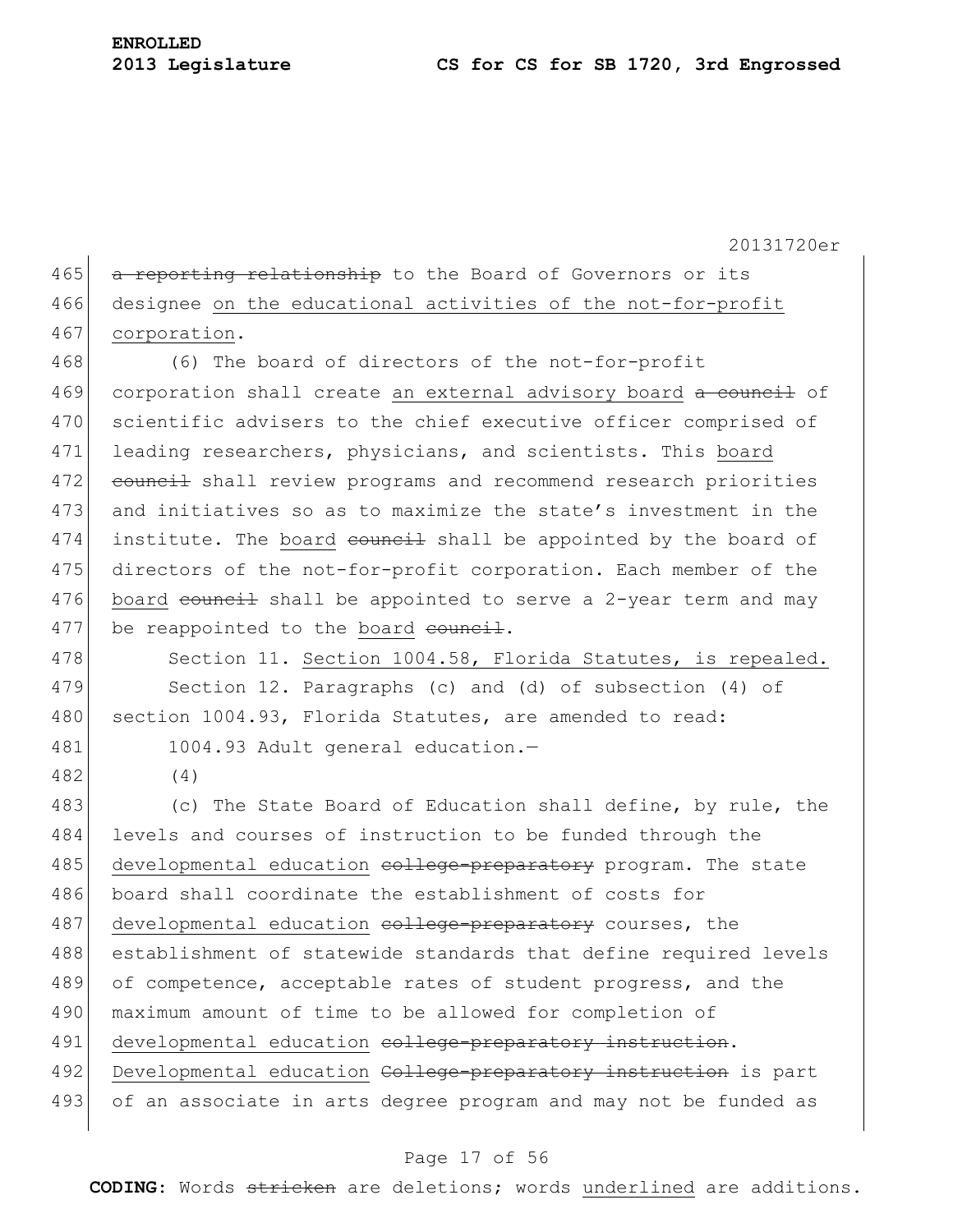~~a reporting relationship~~ to the Board of Governors or its designee <u>on the educational activities of the not-for-profit corporation</u>.

(6) The board of directors of the not-for-profit corporation shall create <u>an external advisory board</u> ~~a council~~ of scientific advisers to the chief executive officer comprised of leading researchers, physicians, and scientists. This <u>board</u> ~~council~~ shall review programs and recommend research priorities and initiatives so as to maximize the state's investment in the institute. The <u>board</u> ~~council~~ shall be appointed by the board of directors of the not-for-profit corporation. Each member of the <u>board</u> ~~council~~ shall be appointed to serve a 2-year term and may be reappointed to the <u>board</u> ~~council~~.

Section 11. <u>Section 1004.58, Florida Statutes, is repealed.</u>

Section 12. Paragraphs (c) and (d) of subsection (4) of section 1004.93, Florida Statutes, are amended to read:

1004.93 Adult general education.—

(4)

(c) The State Board of Education shall define, by rule, the levels and courses of instruction to be funded through the <u>developmental education</u> ~~college-preparatory~~ program. The state board shall coordinate the establishment of costs for <u>developmental education</u> ~~college-preparatory~~ courses, the establishment of statewide standards that define required levels of competence, acceptable rates of student progress, and the maximum amount of time to be allowed for completion of <u>developmental education</u> ~~college-preparatory instruction~~. <u>Developmental education</u> ~~College-preparatory instruction~~ is part of an associate in arts degree program and may not be funded as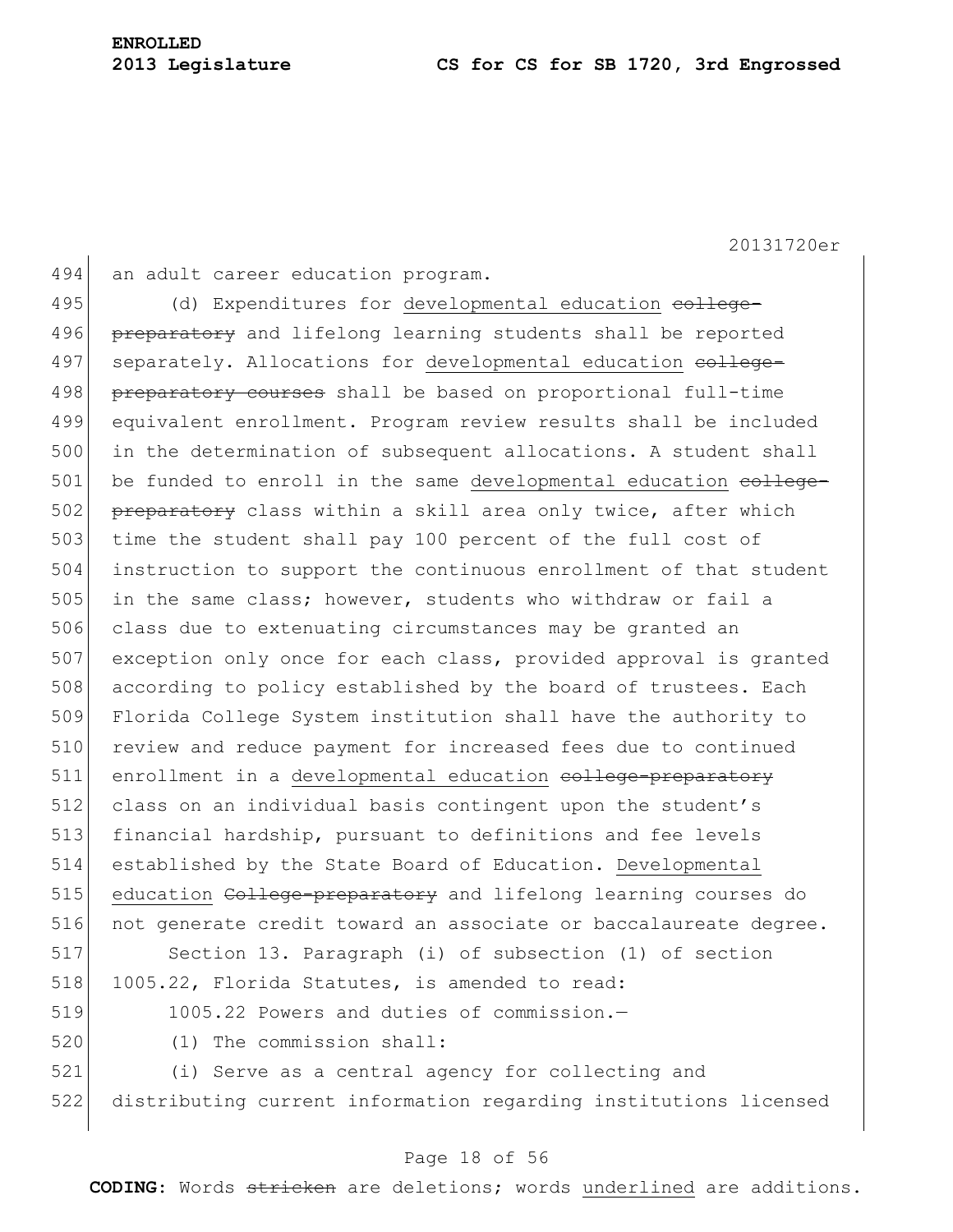an adult career education program.

(d) Expenditures for developmental education ~~college-preparatory~~ and lifelong learning students shall be reported separately. Allocations for developmental education ~~college-preparatory courses~~ shall be based on proportional full-time equivalent enrollment. Program review results shall be included in the determination of subsequent allocations. A student shall be funded to enroll in the same developmental education ~~college-preparatory~~ class within a skill area only twice, after which time the student shall pay 100 percent of the full cost of instruction to support the continuous enrollment of that student in the same class; however, students who withdraw or fail a class due to extenuating circumstances may be granted an exception only once for each class, provided approval is granted according to policy established by the board of trustees. Each Florida College System institution shall have the authority to review and reduce payment for increased fees due to continued enrollment in a developmental education ~~college-preparatory~~ class on an individual basis contingent upon the student's financial hardship, pursuant to definitions and fee levels established by the State Board of Education. Developmental education ~~College-preparatory~~ and lifelong learning courses do not generate credit toward an associate or baccalaureate degree.

Section 13. Paragraph (i) of subsection (1) of section 1005.22, Florida Statutes, is amended to read:

1005.22 Powers and duties of commission.—

(1) The commission shall:

(i) Serve as a central agency for collecting and distributing current information regarding institutions licensed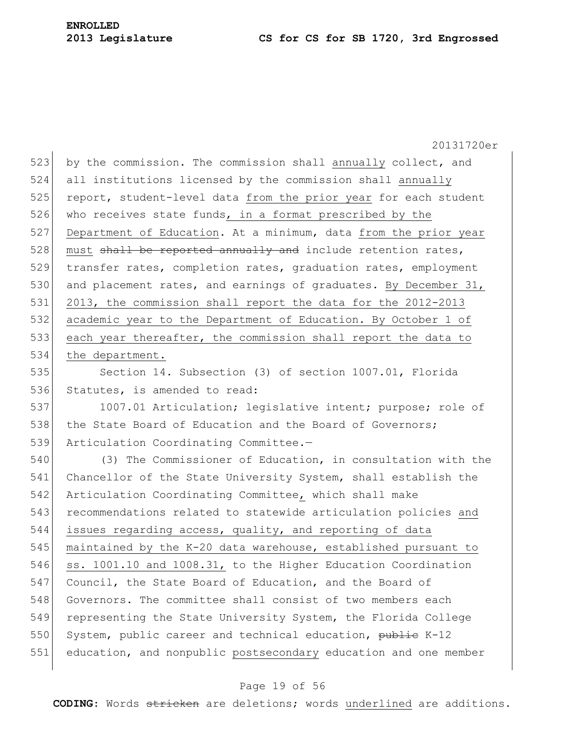by the commission. The commission shall annually collect, and all institutions licensed by the commission shall annually report, student-level data from the prior year for each student who receives state funds, in a format prescribed by the Department of Education. At a minimum, data from the prior year must ~~shall be reported annually and~~ include retention rates, transfer rates, completion rates, graduation rates, employment and placement rates, and earnings of graduates. By December 31, 2013, the commission shall report the data for the 2012-2013 academic year to the Department of Education. By October 1 of each year thereafter, the commission shall report the data to the department.

Section 14. Subsection (3) of section 1007.01, Florida Statutes, is amended to read:

1007.01 Articulation; legislative intent; purpose; role of the State Board of Education and the Board of Governors; Articulation Coordinating Committee.—

(3) The Commissioner of Education, in consultation with the Chancellor of the State University System, shall establish the Articulation Coordinating Committee, which shall make recommendations related to statewide articulation policies and issues regarding access, quality, and reporting of data maintained by the K-20 data warehouse, established pursuant to ss. 1001.10 and 1008.31, to the Higher Education Coordination Council, the State Board of Education, and the Board of Governors. The committee shall consist of two members each representing the State University System, the Florida College System, public career and technical education, ~~public~~ K-12 education, and nonpublic postsecondary education and one member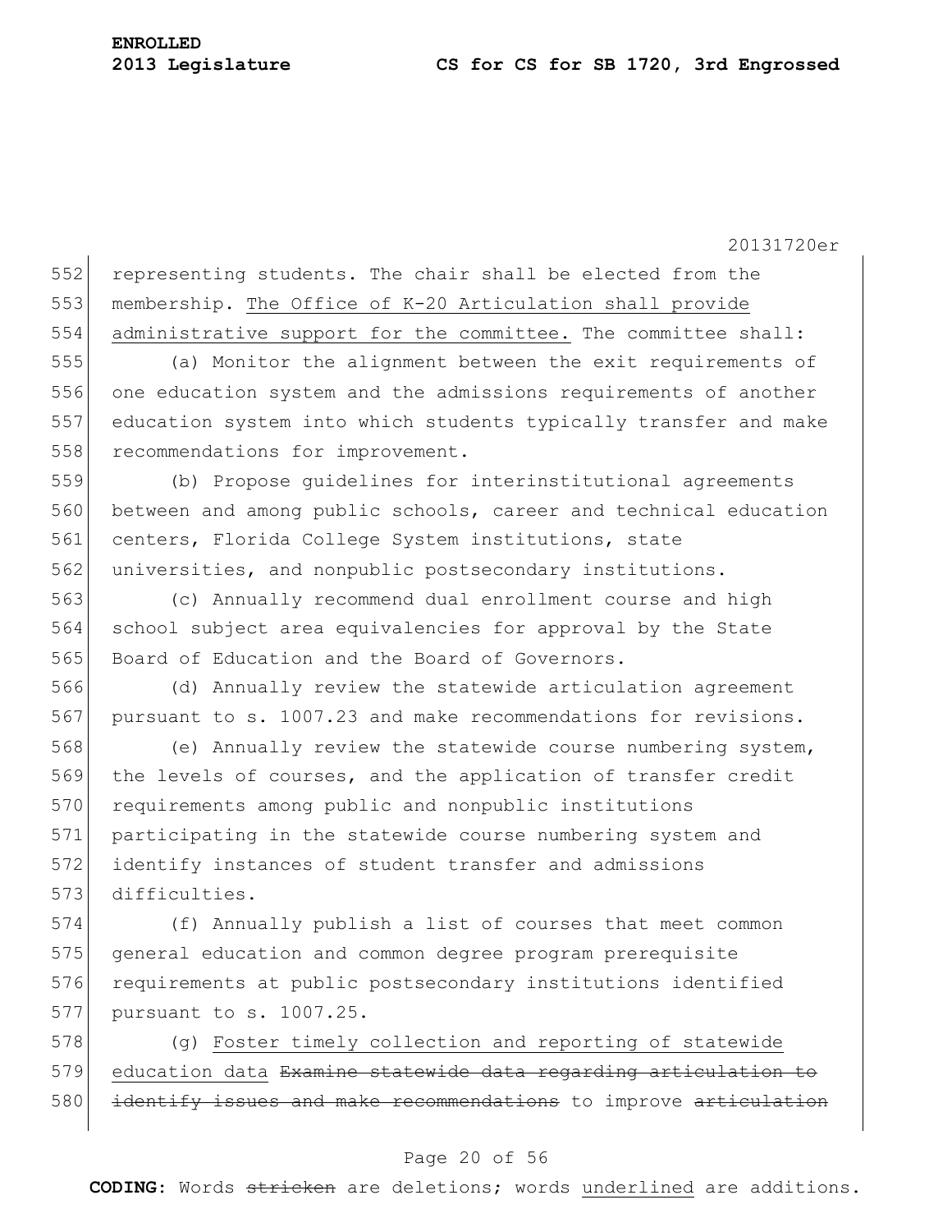representing students. The chair shall be elected from the membership. <u>The Office of K-20 Articulation shall provide administrative support for the committee.</u> The committee shall:

(a) Monitor the alignment between the exit requirements of one education system and the admissions requirements of another education system into which students typically transfer and make recommendations for improvement.

(b) Propose guidelines for interinstitutional agreements between and among public schools, career and technical education centers, Florida College System institutions, state universities, and nonpublic postsecondary institutions.

(c) Annually recommend dual enrollment course and high school subject area equivalencies for approval by the State Board of Education and the Board of Governors.

(d) Annually review the statewide articulation agreement pursuant to s. 1007.23 and make recommendations for revisions.

(e) Annually review the statewide course numbering system, the levels of courses, and the application of transfer credit requirements among public and nonpublic institutions participating in the statewide course numbering system and identify instances of student transfer and admissions difficulties.

(f) Annually publish a list of courses that meet common general education and common degree program prerequisite requirements at public postsecondary institutions identified pursuant to s. 1007.25.

(g) <u>Foster timely collection and reporting of statewide education data</u> ~~Examine statewide data regarding articulation to identify issues and make recommendations~~ to improve ~~articulation~~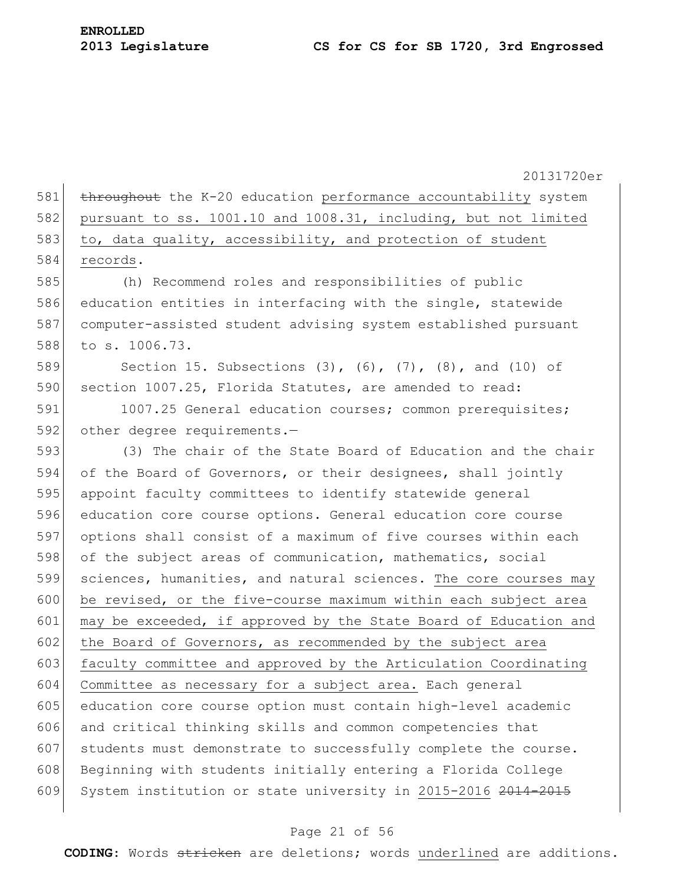throughout the K-20 education performance accountability system pursuant to ss. 1001.10 and 1008.31, including, but not limited to, data quality, accessibility, and protection of student records.

(h) Recommend roles and responsibilities of public education entities in interfacing with the single, statewide computer-assisted student advising system established pursuant to s. 1006.73.

Section 15. Subsections (3), (6), (7), (8), and (10) of section 1007.25, Florida Statutes, are amended to read:

1007.25 General education courses; common prerequisites; other degree requirements.—

(3) The chair of the State Board of Education and the chair of the Board of Governors, or their designees, shall jointly appoint faculty committees to identify statewide general education core course options. General education core course options shall consist of a maximum of five courses within each of the subject areas of communication, mathematics, social sciences, humanities, and natural sciences. The core courses may be revised, or the five-course maximum within each subject area may be exceeded, if approved by the State Board of Education and the Board of Governors, as recommended by the subject area faculty committee and approved by the Articulation Coordinating Committee as necessary for a subject area. Each general education core course option must contain high-level academic and critical thinking skills and common competencies that students must demonstrate to successfully complete the course. Beginning with students initially entering a Florida College System institution or state university in 2015-2016 ~~2014-2015~~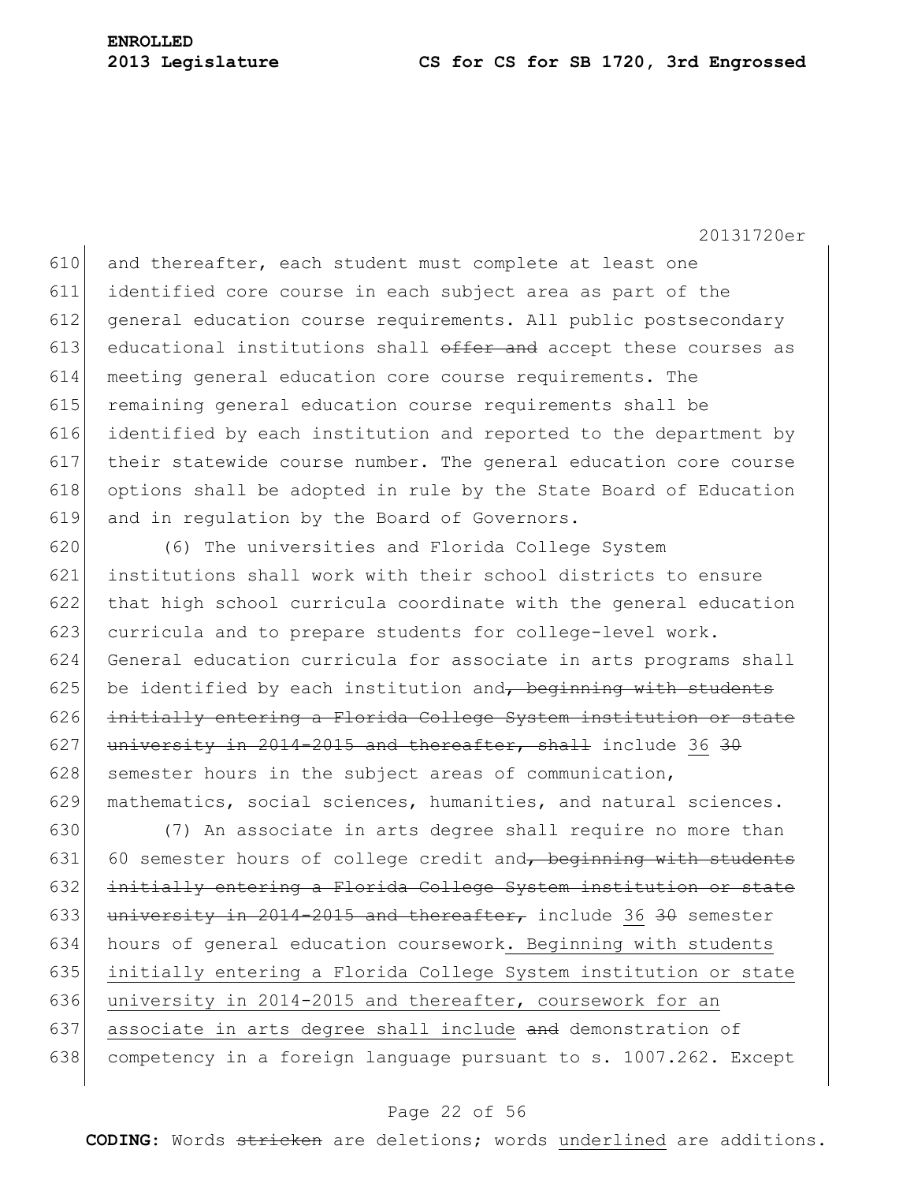and thereafter, each student must complete at least one identified core course in each subject area as part of the general education course requirements. All public postsecondary educational institutions shall ~~offer and~~ accept these courses as meeting general education core course requirements. The remaining general education course requirements shall be identified by each institution and reported to the department by their statewide course number. The general education core course options shall be adopted in rule by the State Board of Education and in regulation by the Board of Governors.

(6) The universities and Florida College System institutions shall work with their school districts to ensure that high school curricula coordinate with the general education curricula and to prepare students for college-level work. General education curricula for associate in arts programs shall be identified by each institution and~~, beginning with students initially entering a Florida College System institution or state university in 2014-2015 and thereafter, shall~~ include <u>36</u> ~~30~~ semester hours in the subject areas of communication, mathematics, social sciences, humanities, and natural sciences.

(7) An associate in arts degree shall require no more than 60 semester hours of college credit and~~, beginning with students initially entering a Florida College System institution or state university in 2014-2015 and thereafter,~~ include <u>36</u> ~~30~~ semester hours of general education coursework<u>. Beginning with students initially entering a Florida College System institution or state university in 2014-2015 and thereafter, coursework for an associate in arts degree shall include</u> ~~and~~ demonstration of competency in a foreign language pursuant to s. 1007.262. Except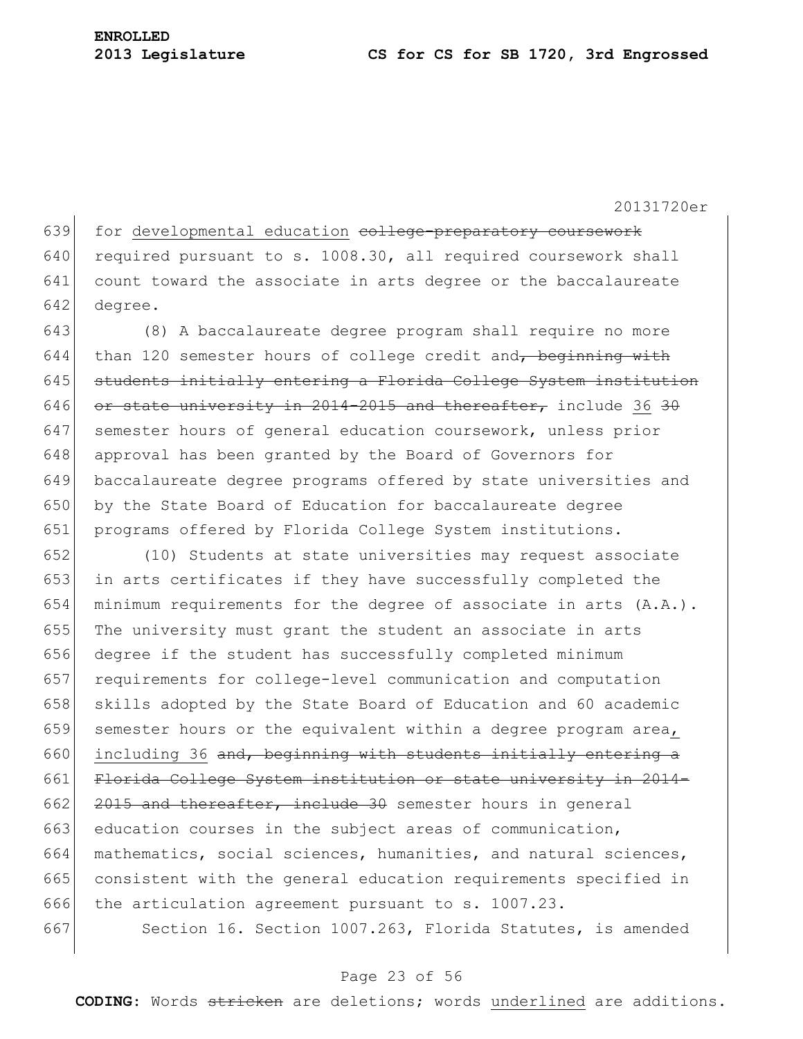for <u>developmental education</u> ~~college-preparatory coursework~~ required pursuant to s. 1008.30, all required coursework shall count toward the associate in arts degree or the baccalaureate degree.

(8) A baccalaureate degree program shall require no more than 120 semester hours of college credit and~~, beginning with students initially entering a Florida College System institution or state university in 2014-2015 and thereafter,~~ include <u>36</u> ~~30~~ semester hours of general education coursework, unless prior approval has been granted by the Board of Governors for baccalaureate degree programs offered by state universities and by the State Board of Education for baccalaureate degree programs offered by Florida College System institutions.

(10) Students at state universities may request associate in arts certificates if they have successfully completed the minimum requirements for the degree of associate in arts (A.A.). The university must grant the student an associate in arts degree if the student has successfully completed minimum requirements for college-level communication and computation skills adopted by the State Board of Education and 60 academic semester hours or the equivalent within a degree program area<u>, including 36</u> ~~and, beginning with students initially entering a Florida College System institution or state university in 2014-2015 and thereafter, include 30~~ semester hours in general education courses in the subject areas of communication, mathematics, social sciences, humanities, and natural sciences, consistent with the general education requirements specified in the articulation agreement pursuant to s. 1007.23.

Section 16. Section 1007.263, Florida Statutes, is amended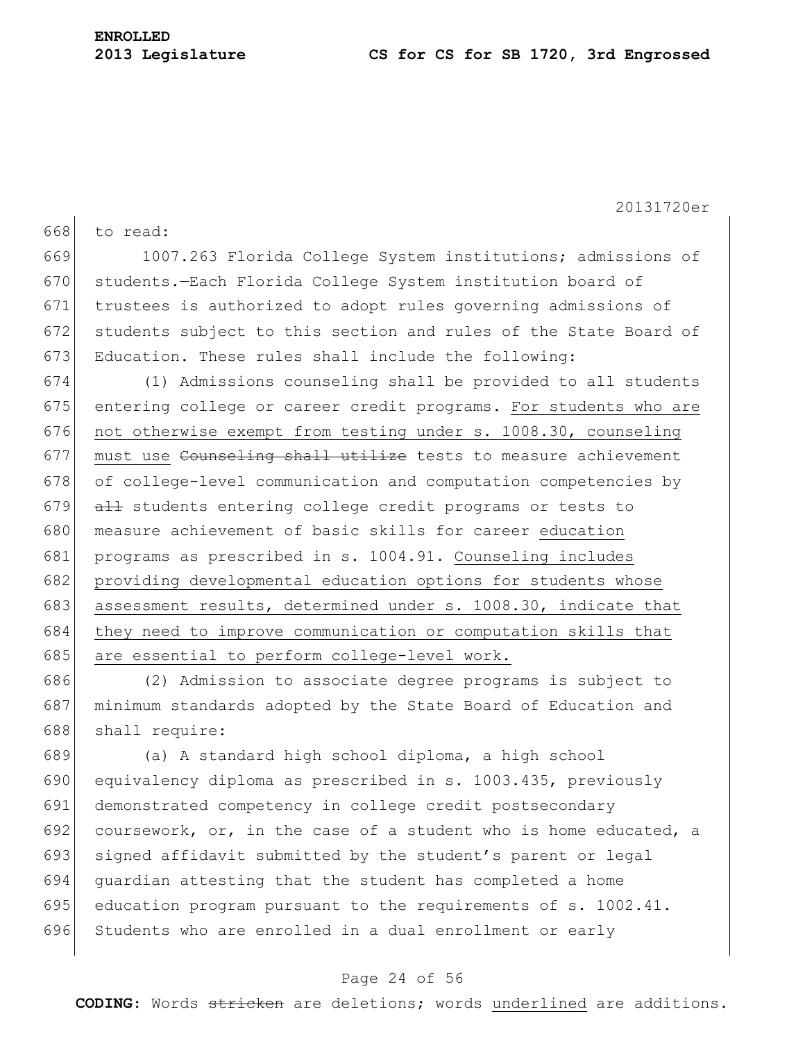to read:

1007.263 Florida College System institutions; admissions of students.—Each Florida College System institution board of trustees is authorized to adopt rules governing admissions of students subject to this section and rules of the State Board of Education. These rules shall include the following:

(1) Admissions counseling shall be provided to all students entering college or career credit programs. <u>For students who are not otherwise exempt from testing under s. 1008.30, counseling must use</u> ~~Counseling shall utilize~~ tests to measure achievement of college-level communication and computation competencies by ~~all~~ students entering college credit programs or tests to measure achievement of basic skills for career <u>education</u> programs as prescribed in s. 1004.91. <u>Counseling includes providing developmental education options for students whose assessment results, determined under s. 1008.30, indicate that they need to improve communication or computation skills that are essential to perform college-level work.</u>

(2) Admission to associate degree programs is subject to minimum standards adopted by the State Board of Education and shall require:

(a) A standard high school diploma, a high school equivalency diploma as prescribed in s. 1003.435, previously demonstrated competency in college credit postsecondary coursework, or, in the case of a student who is home educated, a signed affidavit submitted by the student's parent or legal guardian attesting that the student has completed a home education program pursuant to the requirements of s. 1002.41. Students who are enrolled in a dual enrollment or early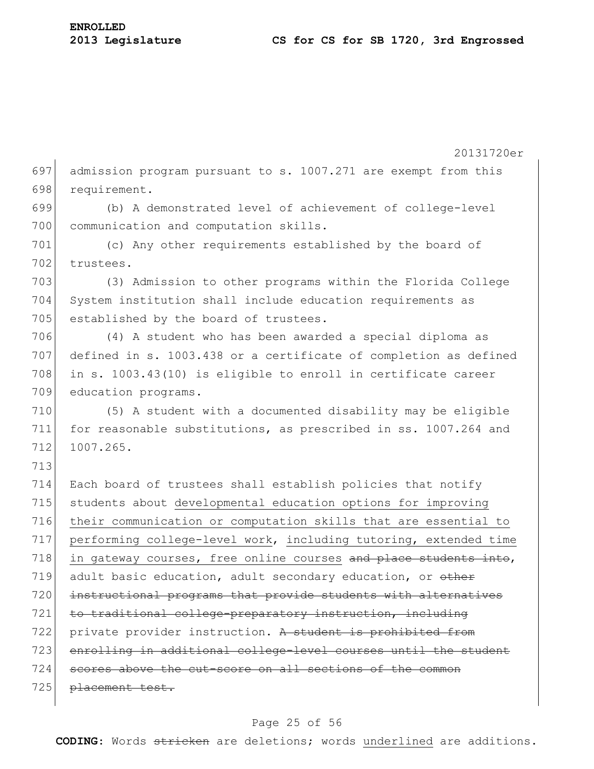admission program pursuant to s. 1007.271 are exempt from this requirement.

(b) A demonstrated level of achievement of college-level communication and computation skills.

(c) Any other requirements established by the board of trustees.

(3) Admission to other programs within the Florida College System institution shall include education requirements as established by the board of trustees.

(4) A student who has been awarded a special diploma as defined in s. 1003.438 or a certificate of completion as defined in s. 1003.43(10) is eligible to enroll in certificate career education programs.

(5) A student with a documented disability may be eligible for reasonable substitutions, as prescribed in ss. 1007.264 and 1007.265.

Each board of trustees shall establish policies that notify students about <u>developmental education options for improving their communication or computation skills that are essential to performing college-level work</u>, <u>including tutoring, extended time in gateway courses, free online courses</u> ~~and place students into~~, adult basic education, adult secondary education, or ~~other instructional programs that provide students with alternatives to traditional college-preparatory instruction, including~~ private provider instruction. ~~A student is prohibited from enrolling in additional college-level courses until the student scores above the cut-score on all sections of the common placement test.~~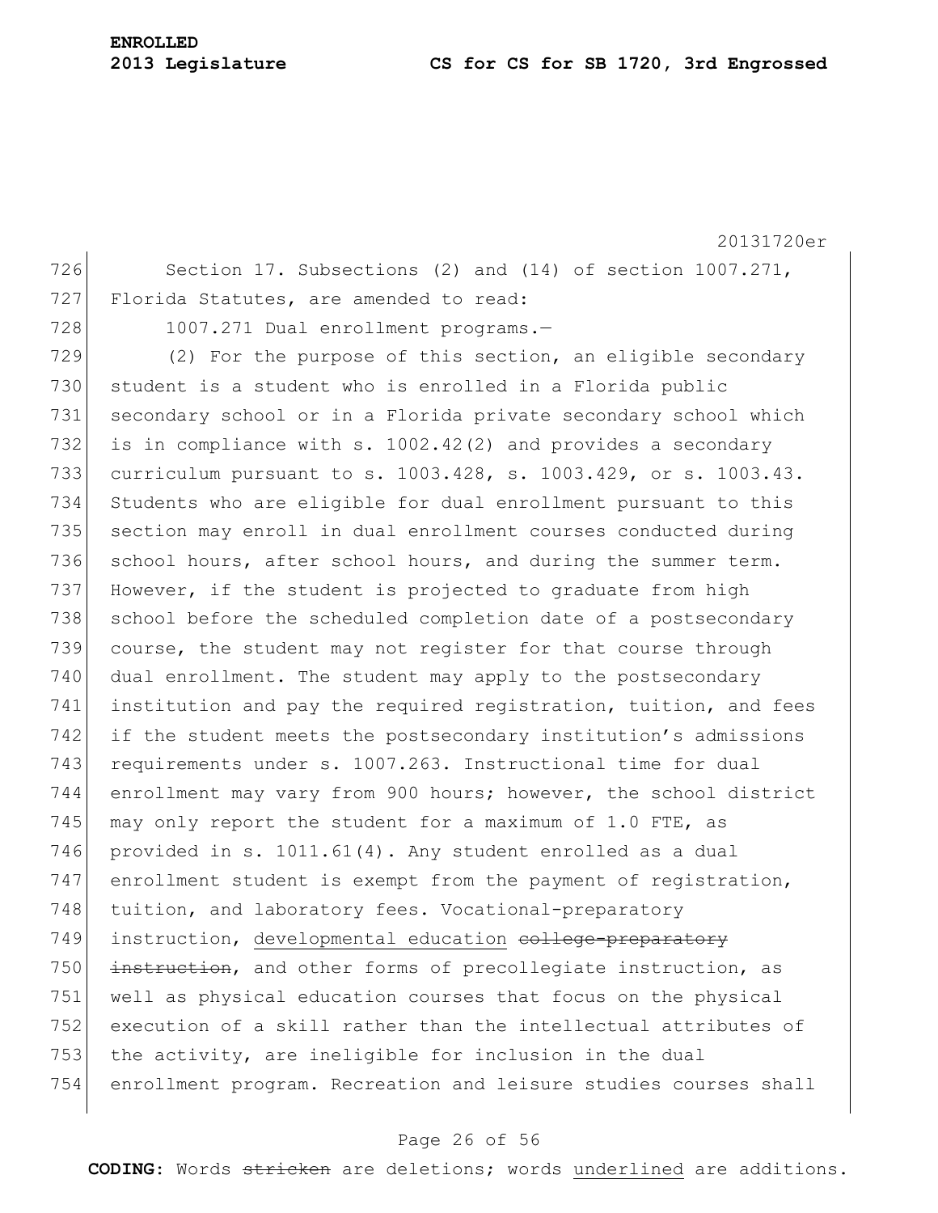Section 17. Subsections (2) and (14) of section 1007.271, Florida Statutes, are amended to read:

1007.271 Dual enrollment programs.—

(2) For the purpose of this section, an eligible secondary student is a student who is enrolled in a Florida public secondary school or in a Florida private secondary school which is in compliance with s. 1002.42(2) and provides a secondary curriculum pursuant to s. 1003.428, s. 1003.429, or s. 1003.43. Students who are eligible for dual enrollment pursuant to this section may enroll in dual enrollment courses conducted during school hours, after school hours, and during the summer term. However, if the student is projected to graduate from high school before the scheduled completion date of a postsecondary course, the student may not register for that course through dual enrollment. The student may apply to the postsecondary institution and pay the required registration, tuition, and fees if the student meets the postsecondary institution's admissions requirements under s. 1007.263. Instructional time for dual enrollment may vary from 900 hours; however, the school district may only report the student for a maximum of 1.0 FTE, as provided in s. 1011.61(4). Any student enrolled as a dual enrollment student is exempt from the payment of registration, tuition, and laboratory fees. Vocational-preparatory instruction, <u>developmental education</u> ~~college-preparatory instruction~~, and other forms of precollegiate instruction, as well as physical education courses that focus on the physical execution of a skill rather than the intellectual attributes of the activity, are ineligible for inclusion in the dual enrollment program. Recreation and leisure studies courses shall

**CODING:** Words ~~stricken~~ are deletions; words <u>underlined</u> are additions.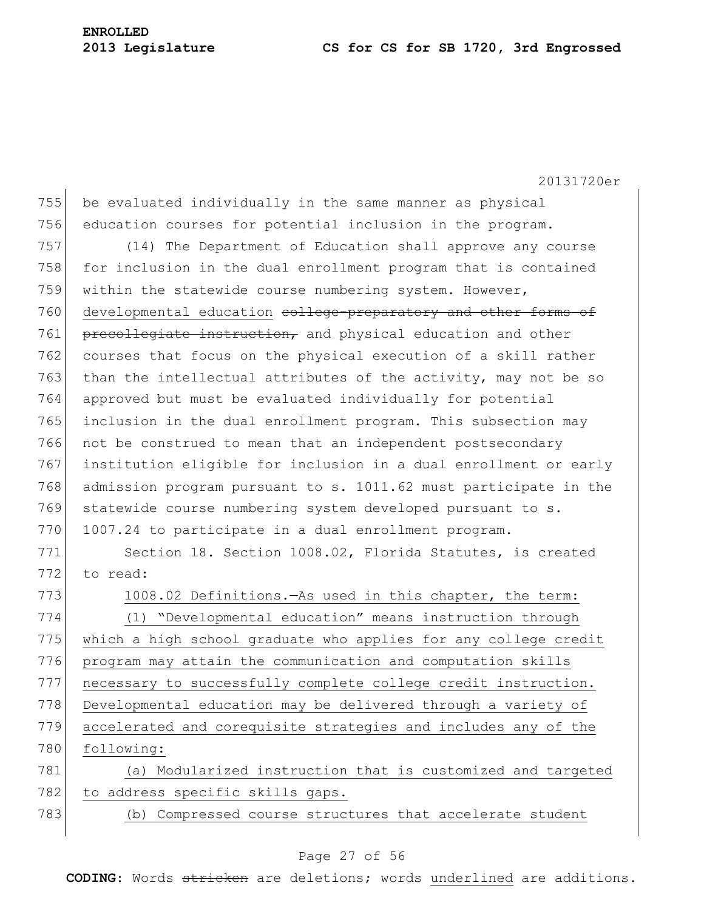be evaluated individually in the same manner as physical education courses for potential inclusion in the program.

(14) The Department of Education shall approve any course for inclusion in the dual enrollment program that is contained within the statewide course numbering system. However, <u>developmental education</u> ~~college-preparatory and other forms of precollegiate instruction,~~ and physical education and other courses that focus on the physical execution of a skill rather than the intellectual attributes of the activity, may not be so approved but must be evaluated individually for potential inclusion in the dual enrollment program. This subsection may not be construed to mean that an independent postsecondary institution eligible for inclusion in a dual enrollment or early admission program pursuant to s. 1011.62 must participate in the statewide course numbering system developed pursuant to s. 1007.24 to participate in a dual enrollment program.

Section 18. Section 1008.02, Florida Statutes, is created to read:

<u>1008.02 Definitions.—As used in this chapter, the term:</u>

<u>(1) "Developmental education" means instruction through which a high school graduate who applies for any college credit program may attain the communication and computation skills necessary to successfully complete college credit instruction. Developmental education may be delivered through a variety of accelerated and corequisite strategies and includes any of the following:</u>

<u>(a) Modularized instruction that is customized and targeted to address specific skills gaps.</u>

<u>(b) Compressed course structures that accelerate student</u>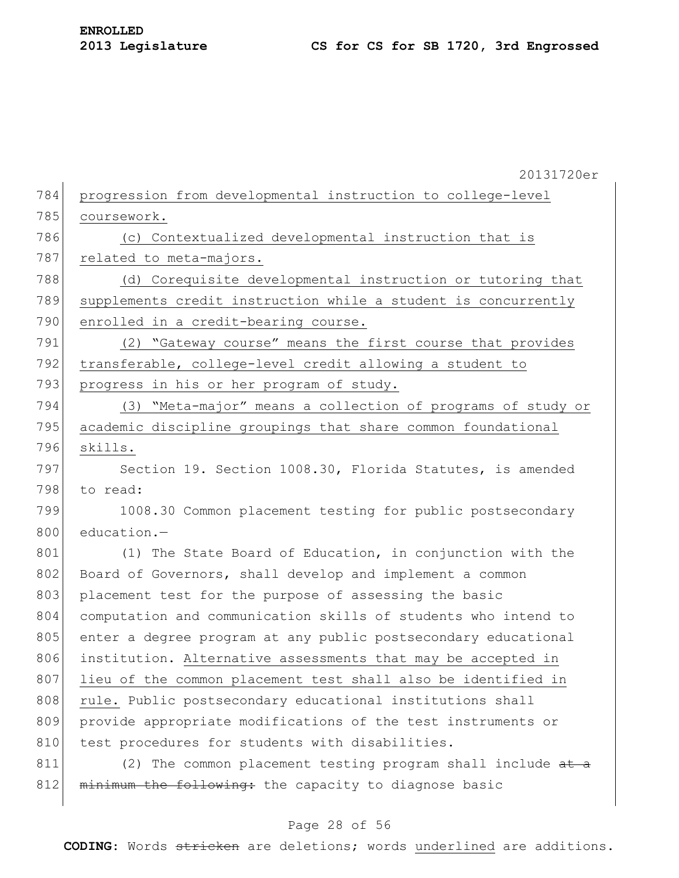progression from developmental instruction to college-level coursework.

(c) Contextualized developmental instruction that is related to meta-majors.

(d) Corequisite developmental instruction or tutoring that supplements credit instruction while a student is concurrently enrolled in a credit-bearing course.

(2) "Gateway course" means the first course that provides transferable, college-level credit allowing a student to progress in his or her program of study.

(3) "Meta-major" means a collection of programs of study or academic discipline groupings that share common foundational skills.

Section 19. Section 1008.30, Florida Statutes, is amended to read:

1008.30 Common placement testing for public postsecondary education.—

(1) The State Board of Education, in conjunction with the Board of Governors, shall develop and implement a common placement test for the purpose of assessing the basic computation and communication skills of students who intend to enter a degree program at any public postsecondary educational institution. Alternative assessments that may be accepted in lieu of the common placement test shall also be identified in rule. Public postsecondary educational institutions shall provide appropriate modifications of the test instruments or test procedures for students with disabilities.

(2) The common placement testing program shall include ~~at a minimum the following:~~ the capacity to diagnose basic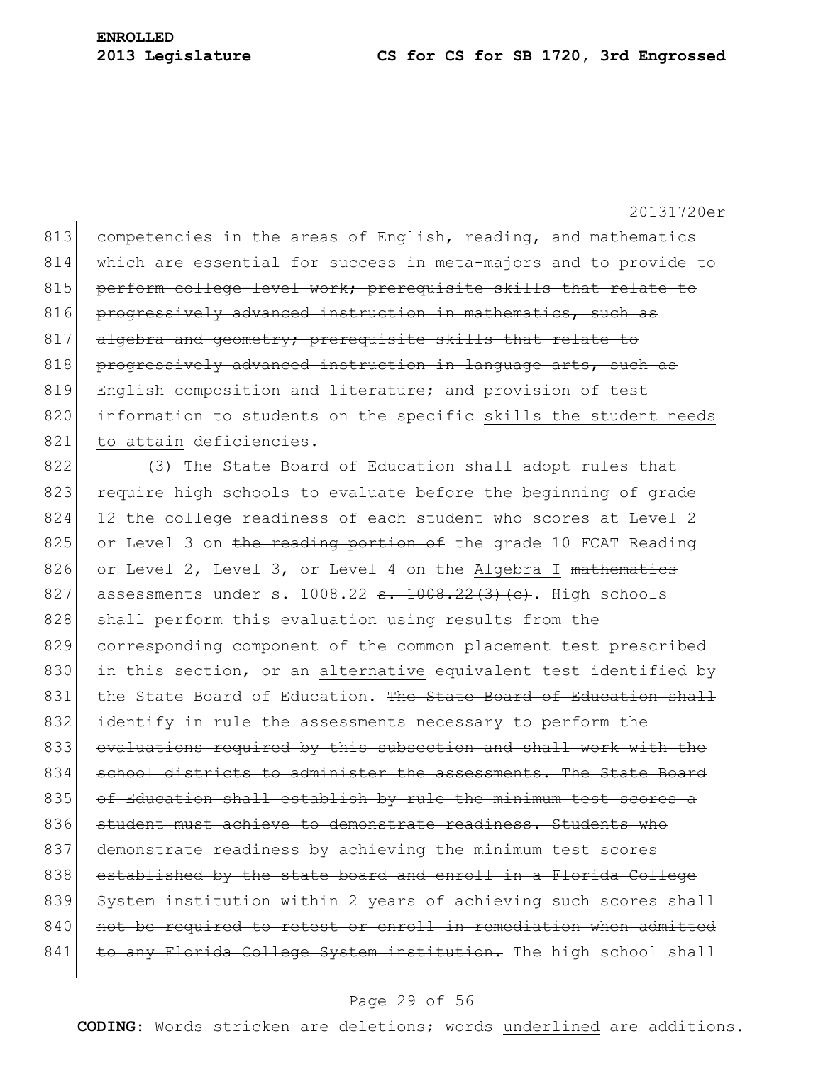813 competencies in the areas of English, reading, and mathematics
814 which are essential <u>for success in meta-majors and to provide</u> ~~to~~
815 ~~perform college-level work; prerequisite skills that relate to~~
816 ~~progressively advanced instruction in mathematics, such as~~
817 ~~algebra and geometry; prerequisite skills that relate to~~
818 ~~progressively advanced instruction in language arts, such as~~
819 ~~English composition and literature; and provision of~~ test
820 information to students on the specific <u>skills the student needs</u>
821 <u>to attain</u> ~~deficiencies~~.

822 (3) The State Board of Education shall adopt rules that
823 require high schools to evaluate before the beginning of grade
824 12 the college readiness of each student who scores at Level 2
825 or Level 3 on ~~the reading portion of~~ the grade 10 FCAT <u>Reading</u>
826 or Level 2, Level 3, or Level 4 on the <u>Algebra I</u> ~~mathematics~~
827 assessments under <u>s. 1008.22</u> ~~s. 1008.22(3)(c)~~. High schools
828 shall perform this evaluation using results from the
829 corresponding component of the common placement test prescribed
830 in this section, or an <u>alternative</u> ~~equivalent~~ test identified by
831 the State Board of Education. ~~The State Board of Education shall~~
832 ~~identify in rule the assessments necessary to perform the~~
833 ~~evaluations required by this subsection and shall work with the~~
834 ~~school districts to administer the assessments. The State Board~~
835 ~~of Education shall establish by rule the minimum test scores a~~
836 ~~student must achieve to demonstrate readiness. Students who~~
837 ~~demonstrate readiness by achieving the minimum test scores~~
838 ~~established by the state board and enroll in a Florida College~~
839 ~~System institution within 2 years of achieving such scores shall~~
840 ~~not be required to retest or enroll in remediation when admitted~~
841 ~~to any Florida College System institution.~~ The high school shall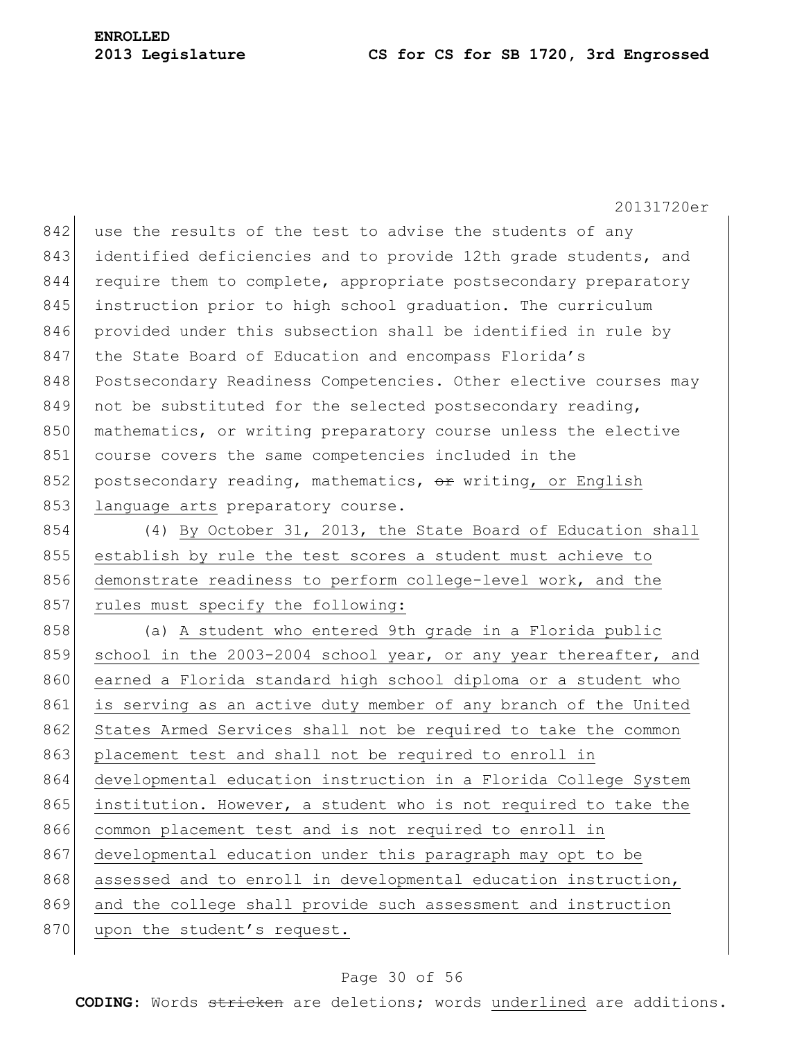use the results of the test to advise the students of any identified deficiencies and to provide 12th grade students, and require them to complete, appropriate postsecondary preparatory instruction prior to high school graduation. The curriculum provided under this subsection shall be identified in rule by the State Board of Education and encompass Florida's Postsecondary Readiness Competencies. Other elective courses may not be substituted for the selected postsecondary reading, mathematics, or writing preparatory course unless the elective course covers the same competencies included in the postsecondary reading, mathematics, ~~or~~ writing, or English language arts preparatory course.

(4) By October 31, 2013, the State Board of Education shall establish by rule the test scores a student must achieve to demonstrate readiness to perform college-level work, and the rules must specify the following:

(a) A student who entered 9th grade in a Florida public school in the 2003-2004 school year, or any year thereafter, and earned a Florida standard high school diploma or a student who is serving as an active duty member of any branch of the United States Armed Services shall not be required to take the common placement test and shall not be required to enroll in developmental education instruction in a Florida College System institution. However, a student who is not required to take the common placement test and is not required to enroll in developmental education under this paragraph may opt to be assessed and to enroll in developmental education instruction, and the college shall provide such assessment and instruction upon the student's request.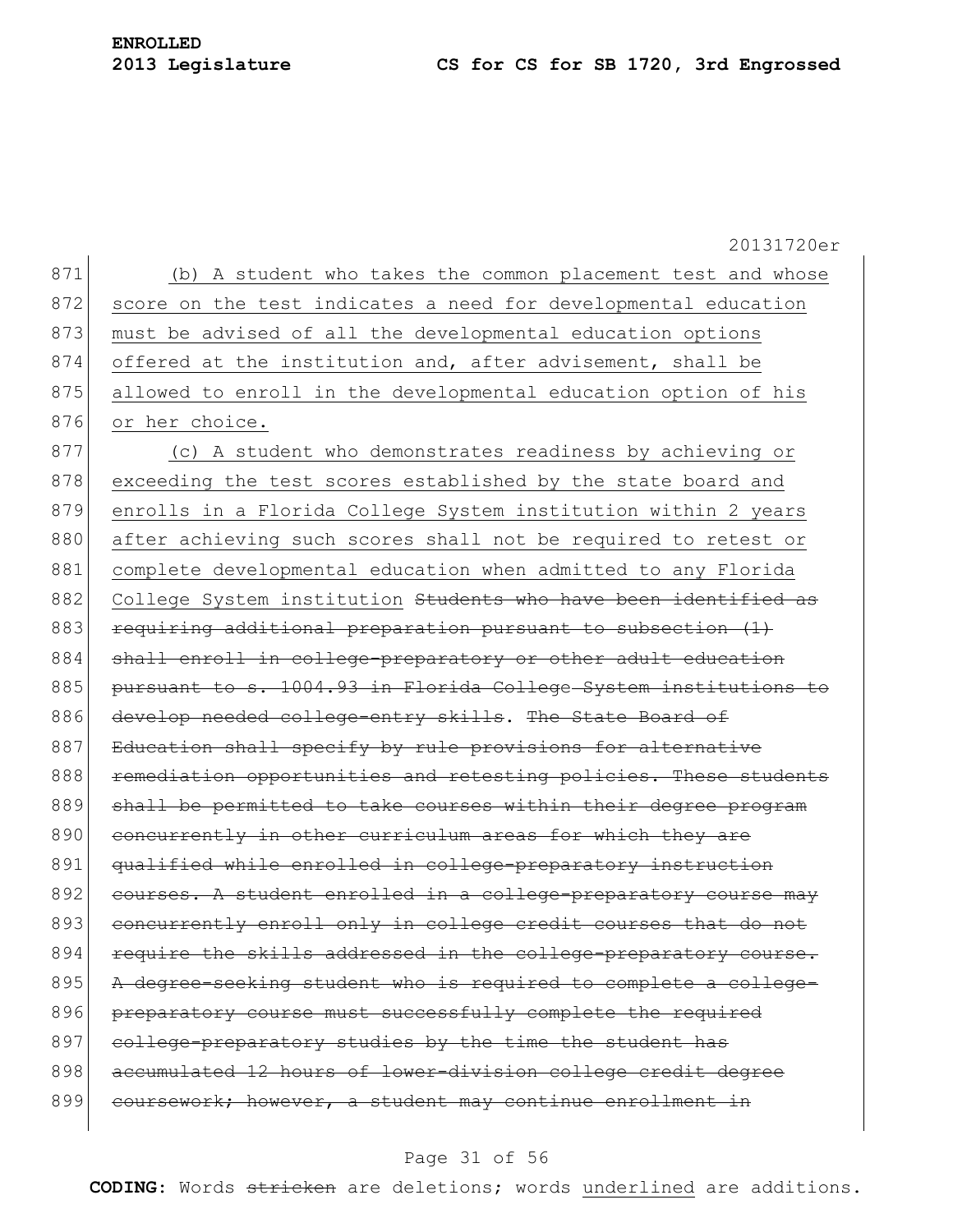(b) A student who takes the common placement test and whose score on the test indicates a need for developmental education must be advised of all the developmental education options offered at the institution and, after advisement, shall be allowed to enroll in the developmental education option of his or her choice.

(c) A student who demonstrates readiness by achieving or exceeding the test scores established by the state board and enrolls in a Florida College System institution within 2 years after achieving such scores shall not be required to retest or complete developmental education when admitted to any Florida College System institution ~~Students who have been identified as requiring additional preparation pursuant to subsection (1) shall enroll in college-preparatory or other adult education pursuant to s. 1004.93 in Florida College System institutions to develop needed college-entry skills~~. ~~The State Board of Education shall specify by rule provisions for alternative remediation opportunities and retesting policies. These students shall be permitted to take courses within their degree program concurrently in other curriculum areas for which they are qualified while enrolled in college-preparatory instruction courses. A student enrolled in a college-preparatory course may concurrently enroll only in college credit courses that do not require the skills addressed in the college-preparatory course. A degree-seeking student who is required to complete a college-preparatory course must successfully complete the required college-preparatory studies by the time the student has accumulated 12 hours of lower-division college credit degree coursework; however, a student may continue enrollment in~~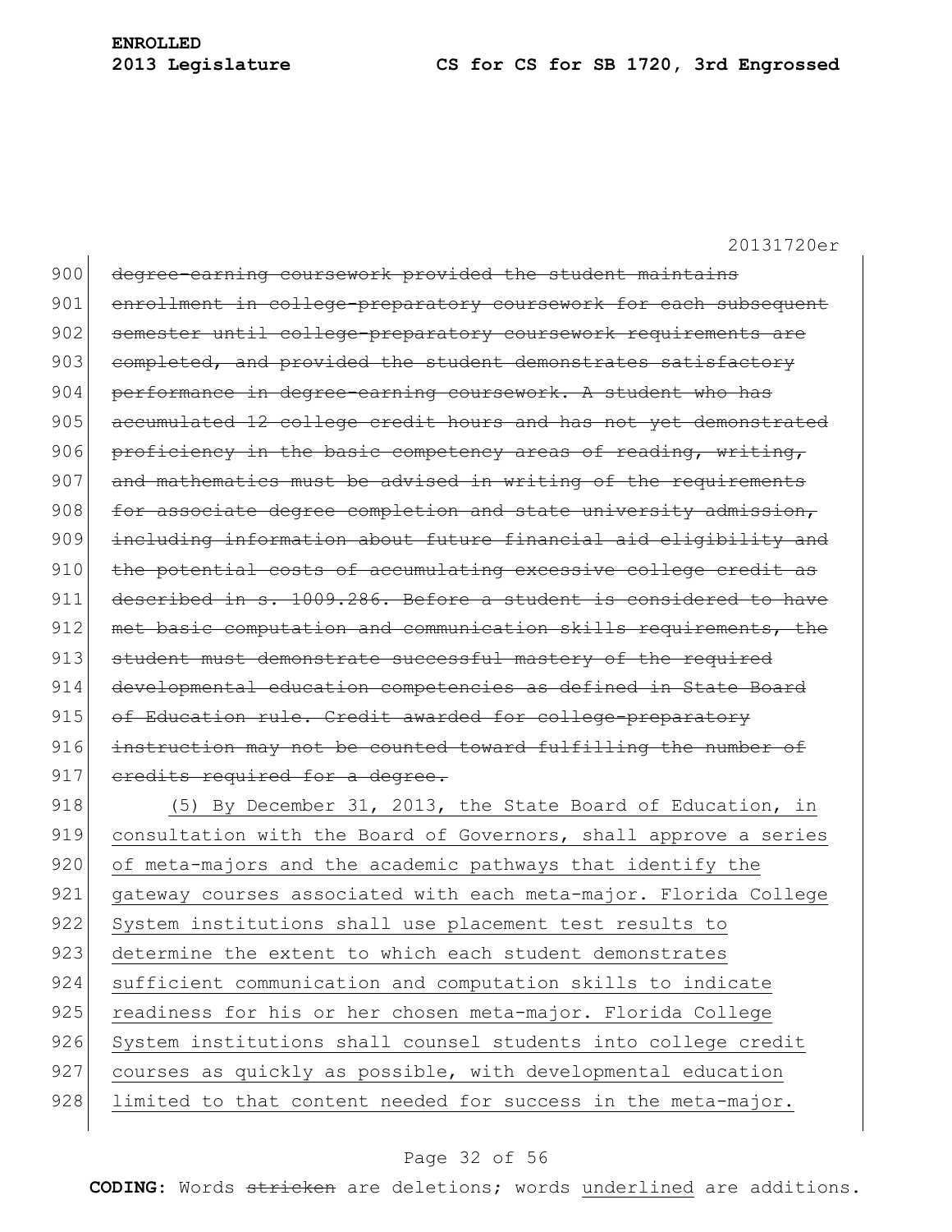~~degree-earning coursework provided the student maintains enrollment in college-preparatory coursework for each subsequent semester until college-preparatory coursework requirements are completed, and provided the student demonstrates satisfactory performance in degree-earning coursework. A student who has accumulated 12 college credit hours and has not yet demonstrated proficiency in the basic competency areas of reading, writing, and mathematics must be advised in writing of the requirements for associate degree completion and state university admission, including information about future financial aid eligibility and the potential costs of accumulating excessive college credit as described in s. 1009.286. Before a student is considered to have met basic computation and communication skills requirements, the student must demonstrate successful mastery of the required developmental education competencies as defined in State Board of Education rule. Credit awarded for college-preparatory instruction may not be counted toward fulfilling the number of credits required for a degree.~~

<u>(5) By December 31, 2013, the State Board of Education, in consultation with the Board of Governors, shall approve a series of meta-majors and the academic pathways that identify the gateway courses associated with each meta-major. Florida College System institutions shall use placement test results to determine the extent to which each student demonstrates sufficient communication and computation skills to indicate readiness for his or her chosen meta-major. Florida College System institutions shall counsel students into college credit courses as quickly as possible, with developmental education limited to that content needed for success in the meta-major.</u>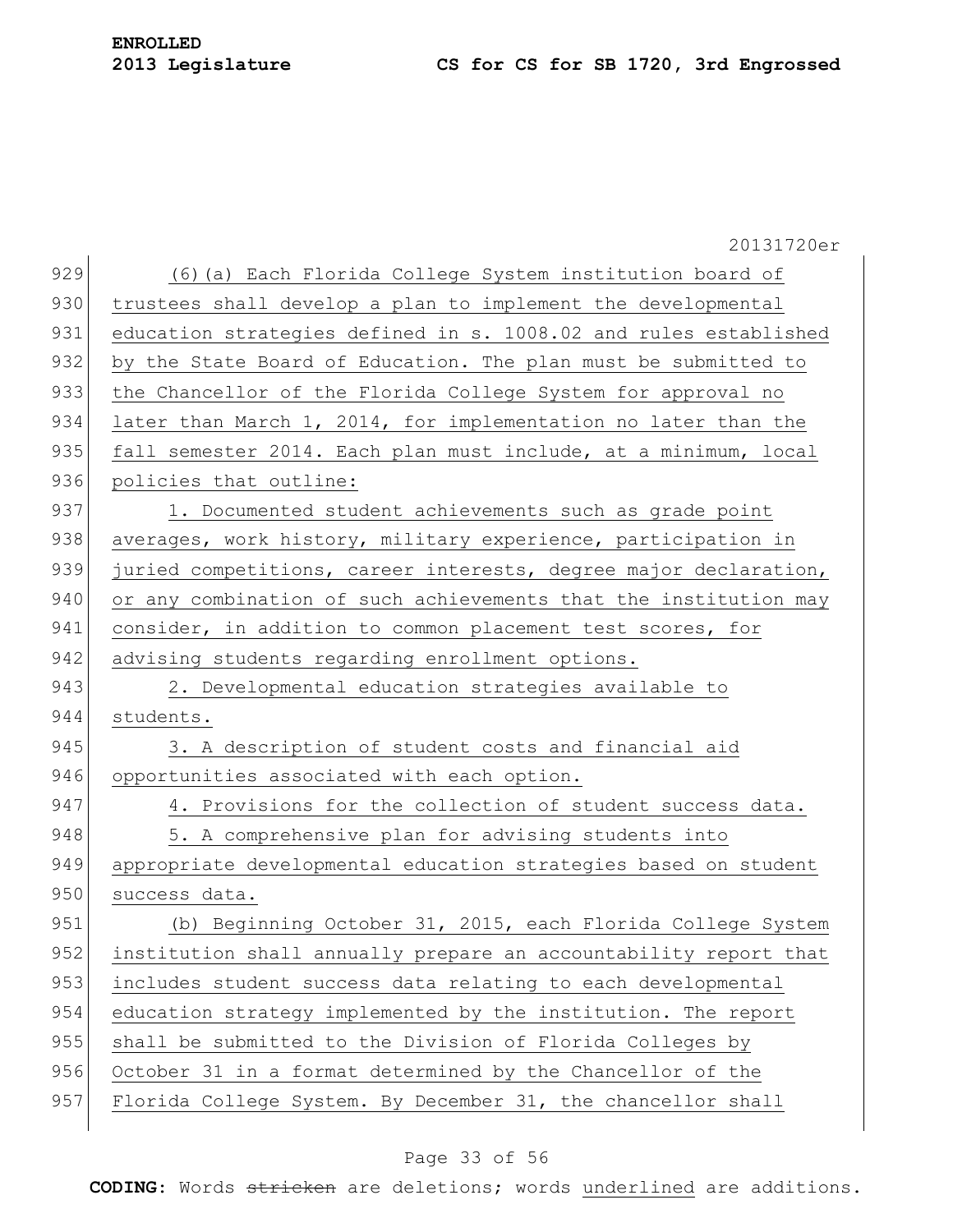(6)(a) Each Florida College System institution board of trustees shall develop a plan to implement the developmental education strategies defined in s. 1008.02 and rules established by the State Board of Education. The plan must be submitted to the Chancellor of the Florida College System for approval no later than March 1, 2014, for implementation no later than the fall semester 2014. Each plan must include, at a minimum, local policies that outline:

1. Documented student achievements such as grade point averages, work history, military experience, participation in juried competitions, career interests, degree major declaration, or any combination of such achievements that the institution may consider, in addition to common placement test scores, for advising students regarding enrollment options.

2. Developmental education strategies available to students.

3. A description of student costs and financial aid opportunities associated with each option.

4. Provisions for the collection of student success data.

5. A comprehensive plan for advising students into appropriate developmental education strategies based on student success data.

(b) Beginning October 31, 2015, each Florida College System institution shall annually prepare an accountability report that includes student success data relating to each developmental education strategy implemented by the institution. The report shall be submitted to the Division of Florida Colleges by October 31 in a format determined by the Chancellor of the Florida College System. By December 31, the chancellor shall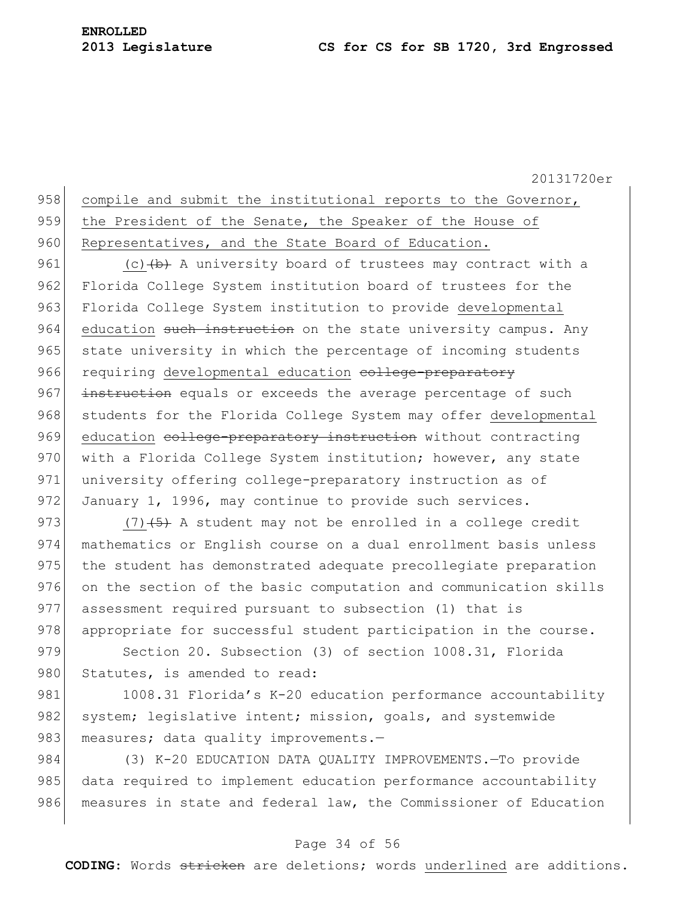compile and submit the institutional reports to the Governor, the President of the Senate, the Speaker of the House of Representatives, and the State Board of Education.

(c) ~~(b)~~ A university board of trustees may contract with a Florida College System institution board of trustees for the Florida College System institution to provide developmental education ~~such instruction~~ on the state university campus. Any state university in which the percentage of incoming students requiring developmental education ~~college-preparatory instruction~~ equals or exceeds the average percentage of such students for the Florida College System may offer developmental education ~~college-preparatory instruction~~ without contracting with a Florida College System institution; however, any state university offering college-preparatory instruction as of January 1, 1996, may continue to provide such services.

(7) ~~(5)~~ A student may not be enrolled in a college credit mathematics or English course on a dual enrollment basis unless the student has demonstrated adequate precollegiate preparation on the section of the basic computation and communication skills assessment required pursuant to subsection (1) that is appropriate for successful student participation in the course.

Section 20. Subsection (3) of section 1008.31, Florida Statutes, is amended to read:

1008.31 Florida's K-20 education performance accountability system; legislative intent; mission, goals, and systemwide measures; data quality improvements.—

(3) K-20 EDUCATION DATA QUALITY IMPROVEMENTS.—To provide data required to implement education performance accountability measures in state and federal law, the Commissioner of Education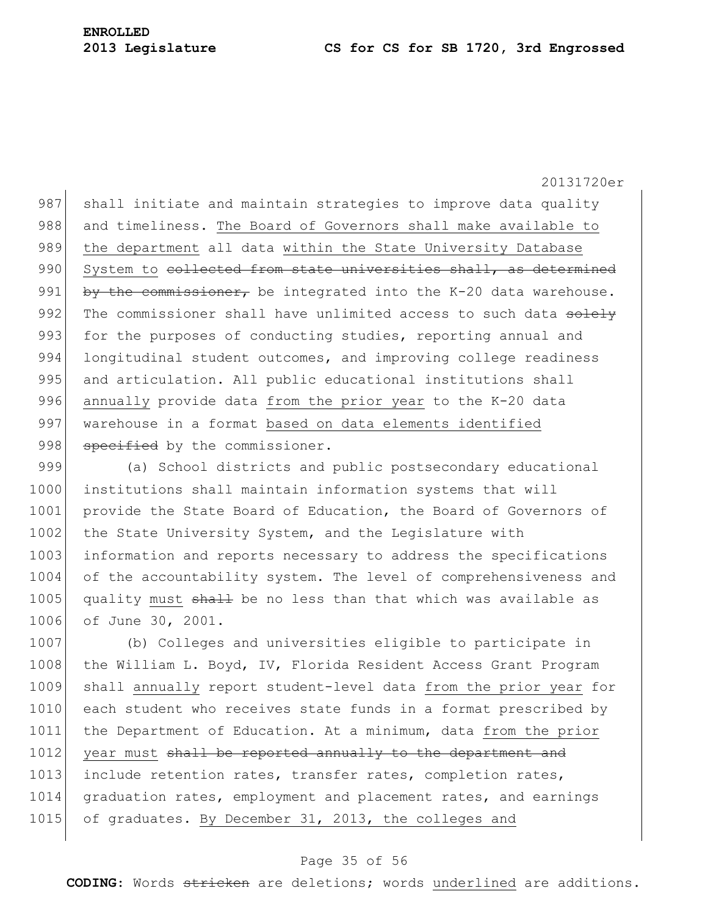shall initiate and maintain strategies to improve data quality and timeliness. The Board of Governors shall make available to the department all data within the State University Database System to ~~collected from state universities shall, as determined by the commissioner,~~ be integrated into the K-20 data warehouse. The commissioner shall have unlimited access to such data ~~solely~~ for the purposes of conducting studies, reporting annual and longitudinal student outcomes, and improving college readiness and articulation. All public educational institutions shall annually provide data from the prior year to the K-20 data warehouse in a format based on data elements identified ~~specified~~ by the commissioner.

(a) School districts and public postsecondary educational institutions shall maintain information systems that will provide the State Board of Education, the Board of Governors of the State University System, and the Legislature with information and reports necessary to address the specifications of the accountability system. The level of comprehensiveness and quality must ~~shall~~ be no less than that which was available as of June 30, 2001.

(b) Colleges and universities eligible to participate in the William L. Boyd, IV, Florida Resident Access Grant Program shall annually report student-level data from the prior year for each student who receives state funds in a format prescribed by the Department of Education. At a minimum, data from the prior year must ~~shall be reported annually to the department and~~ include retention rates, transfer rates, completion rates, graduation rates, employment and placement rates, and earnings of graduates. By December 31, 2013, the colleges and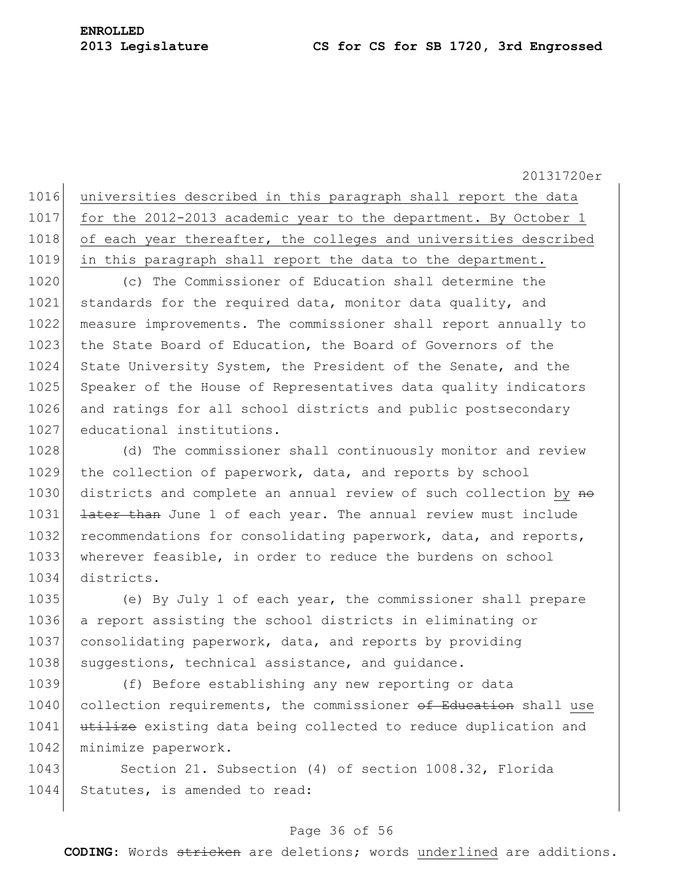universities described in this paragraph shall report the data for the 2012-2013 academic year to the department. By October 1 of each year thereafter, the colleges and universities described in this paragraph shall report the data to the department.

(c) The Commissioner of Education shall determine the standards for the required data, monitor data quality, and measure improvements. The commissioner shall report annually to the State Board of Education, the Board of Governors of the State University System, the President of the Senate, and the Speaker of the House of Representatives data quality indicators and ratings for all school districts and public postsecondary educational institutions.

(d) The commissioner shall continuously monitor and review the collection of paperwork, data, and reports by school districts and complete an annual review of such collection by ~~no later than~~ June 1 of each year. The annual review must include recommendations for consolidating paperwork, data, and reports, wherever feasible, in order to reduce the burdens on school districts.

(e) By July 1 of each year, the commissioner shall prepare a report assisting the school districts in eliminating or consolidating paperwork, data, and reports by providing suggestions, technical assistance, and guidance.

(f) Before establishing any new reporting or data collection requirements, the commissioner ~~of Education~~ shall use ~~utilize~~ existing data being collected to reduce duplication and minimize paperwork.

Section 21. Subsection (4) of section 1008.32, Florida Statutes, is amended to read: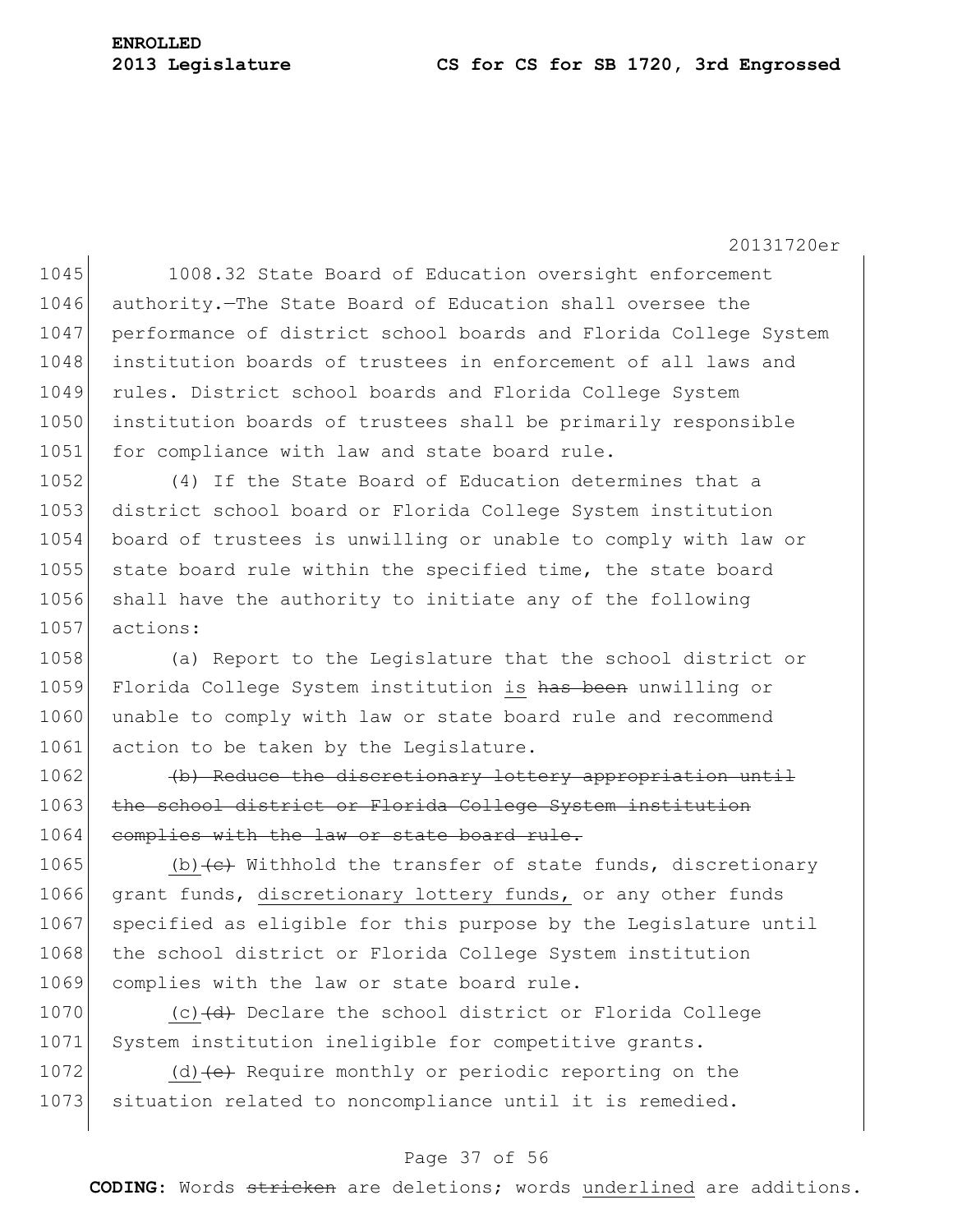1008.32 State Board of Education oversight enforcement authority.—The State Board of Education shall oversee the performance of district school boards and Florida College System institution boards of trustees in enforcement of all laws and rules. District school boards and Florida College System institution boards of trustees shall be primarily responsible for compliance with law and state board rule.

(4) If the State Board of Education determines that a district school board or Florida College System institution board of trustees is unwilling or unable to comply with law or state board rule within the specified time, the state board shall have the authority to initiate any of the following actions:

(a) Report to the Legislature that the school district or Florida College System institution <u>is</u> ~~has been~~ unwilling or unable to comply with law or state board rule and recommend action to be taken by the Legislature.

~~(b) Reduce the discretionary lottery appropriation until the school district or Florida College System institution complies with the law or state board rule.~~

<u>(b)</u>~~(c)~~ Withhold the transfer of state funds, discretionary grant funds, <u>discretionary lottery funds,</u> or any other funds specified as eligible for this purpose by the Legislature until the school district or Florida College System institution complies with the law or state board rule.

<u>(c)</u>~~(d)~~ Declare the school district or Florida College System institution ineligible for competitive grants.

<u>(d)</u>~~(e)~~ Require monthly or periodic reporting on the situation related to noncompliance until it is remedied.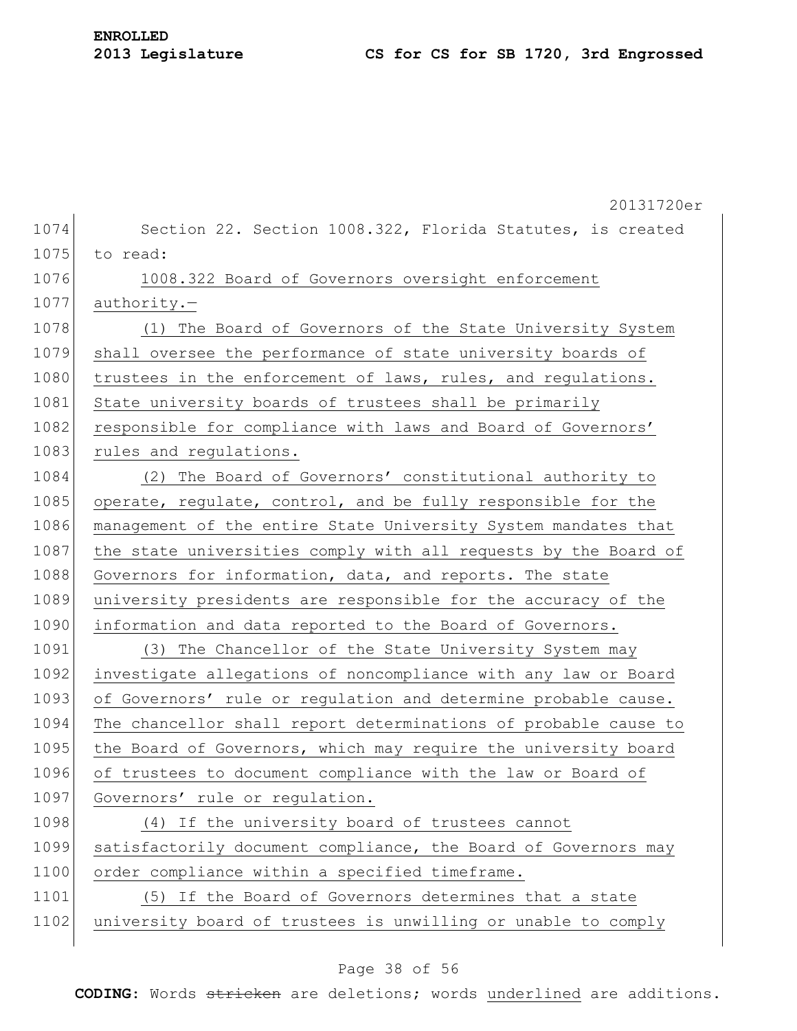Section 22. Section 1008.322, Florida Statutes, is created to read:

1008.322 Board of Governors oversight enforcement authority.—

(1) The Board of Governors of the State University System shall oversee the performance of state university boards of trustees in the enforcement of laws, rules, and regulations. State university boards of trustees shall be primarily responsible for compliance with laws and Board of Governors' rules and regulations.

(2) The Board of Governors' constitutional authority to operate, regulate, control, and be fully responsible for the management of the entire State University System mandates that the state universities comply with all requests by the Board of Governors for information, data, and reports. The state university presidents are responsible for the accuracy of the information and data reported to the Board of Governors.

(3) The Chancellor of the State University System may investigate allegations of noncompliance with any law or Board of Governors' rule or regulation and determine probable cause. The chancellor shall report determinations of probable cause to the Board of Governors, which may require the university board of trustees to document compliance with the law or Board of Governors' rule or regulation.

(4) If the university board of trustees cannot satisfactorily document compliance, the Board of Governors may order compliance within a specified timeframe.

(5) If the Board of Governors determines that a state university board of trustees is unwilling or unable to comply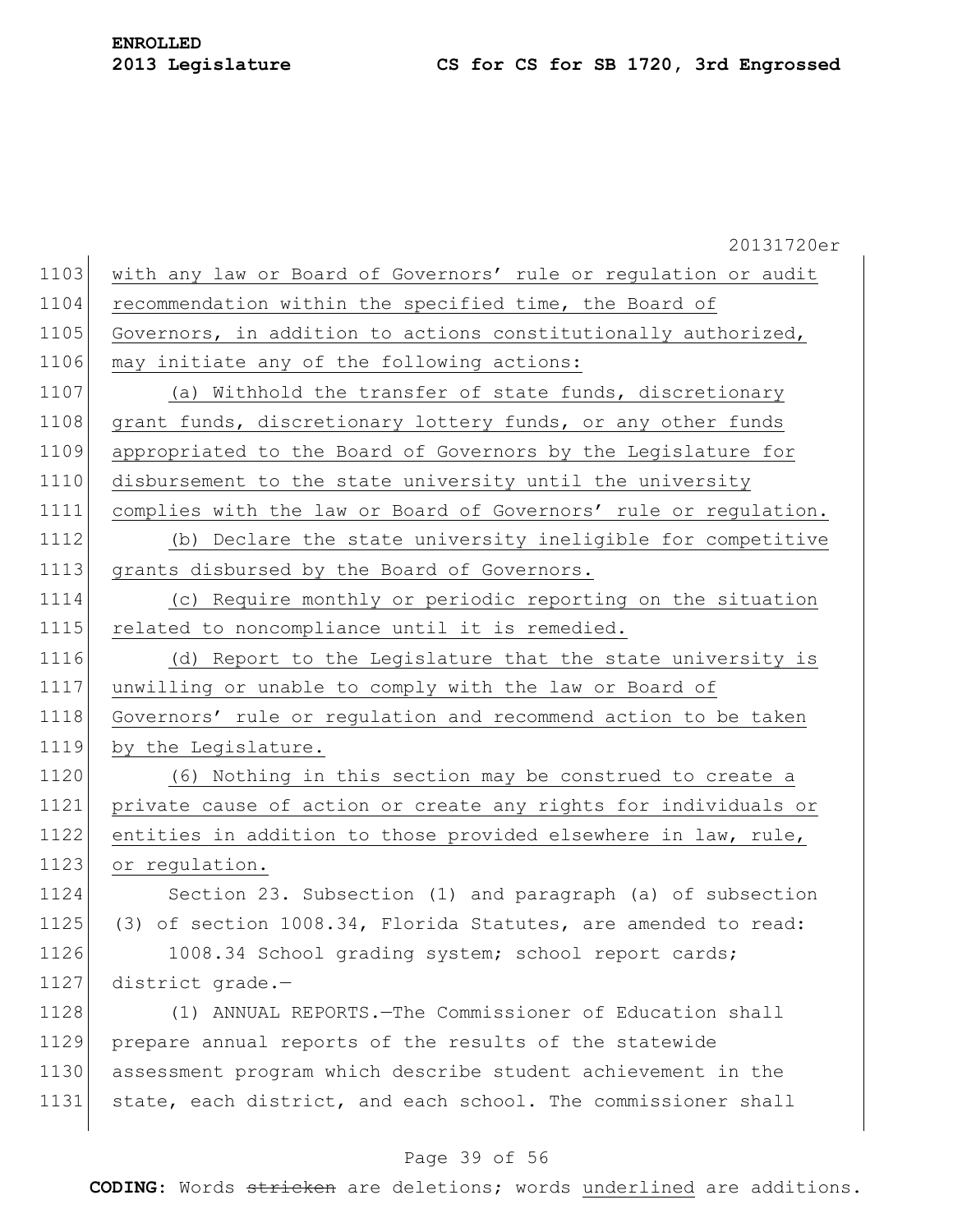with any law or Board of Governors' rule or regulation or audit recommendation within the specified time, the Board of Governors, in addition to actions constitutionally authorized, may initiate any of the following actions:

(a) Withhold the transfer of state funds, discretionary grant funds, discretionary lottery funds, or any other funds appropriated to the Board of Governors by the Legislature for disbursement to the state university until the university complies with the law or Board of Governors' rule or regulation.

(b) Declare the state university ineligible for competitive grants disbursed by the Board of Governors.

(c) Require monthly or periodic reporting on the situation related to noncompliance until it is remedied.

(d) Report to the Legislature that the state university is unwilling or unable to comply with the law or Board of Governors' rule or regulation and recommend action to be taken by the Legislature.

(6) Nothing in this section may be construed to create a private cause of action or create any rights for individuals or entities in addition to those provided elsewhere in law, rule, or regulation.

Section 23. Subsection (1) and paragraph (a) of subsection (3) of section 1008.34, Florida Statutes, are amended to read:

1008.34 School grading system; school report cards; district grade.—

(1) ANNUAL REPORTS.—The Commissioner of Education shall prepare annual reports of the results of the statewide assessment program which describe student achievement in the state, each district, and each school. The commissioner shall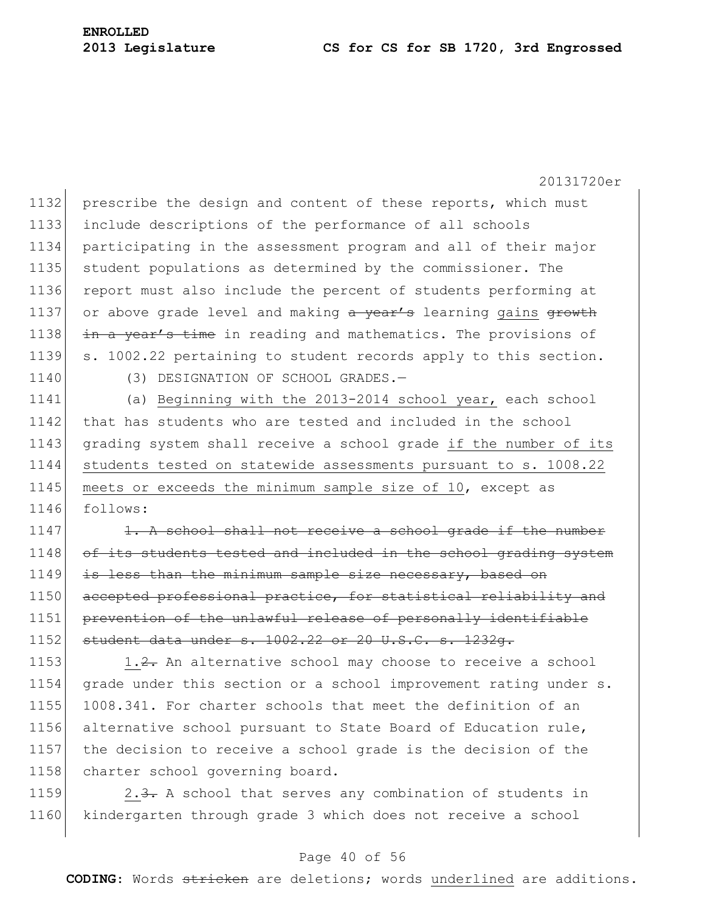prescribe the design and content of these reports, which must include descriptions of the performance of all schools participating in the assessment program and all of their major student populations as determined by the commissioner. The report must also include the percent of students performing at or above grade level and making ~~a year's~~ learning <u>gains</u> ~~growth in a year's time~~ in reading and mathematics. The provisions of s. 1002.22 pertaining to student records apply to this section.

(3) DESIGNATION OF SCHOOL GRADES.—

(a) <u>Beginning with the 2013-2014 school year,</u> each school that has students who are tested and included in the school grading system shall receive a school grade <u>if the number of its students tested on statewide assessments pursuant to s. 1008.22 meets or exceeds the minimum sample size of 10</u>, except as follows:

~~1. A school shall not receive a school grade if the number of its students tested and included in the school grading system is less than the minimum sample size necessary, based on accepted professional practice, for statistical reliability and prevention of the unlawful release of personally identifiable student data under s. 1002.22 or 20 U.S.C. s. 1232g.~~

<u>1.</u>~~2.~~ An alternative school may choose to receive a school grade under this section or a school improvement rating under s. 1008.341. For charter schools that meet the definition of an alternative school pursuant to State Board of Education rule, the decision to receive a school grade is the decision of the charter school governing board.

<u>2.</u>~~3.~~ A school that serves any combination of students in kindergarten through grade 3 which does not receive a school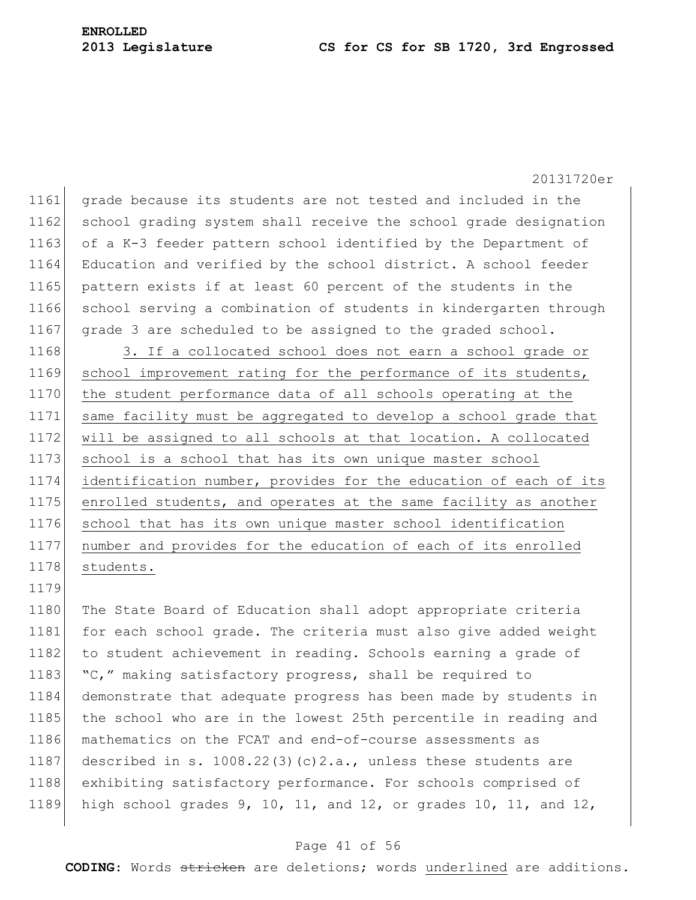grade because its students are not tested and included in the school grading system shall receive the school grade designation of a K-3 feeder pattern school identified by the Department of Education and verified by the school district. A school feeder pattern exists if at least 60 percent of the students in the school serving a combination of students in kindergarten through grade 3 are scheduled to be assigned to the graded school.

<u>3. If a collocated school does not earn a school grade or school improvement rating for the performance of its students, the student performance data of all schools operating at the same facility must be aggregated to develop a school grade that will be assigned to all schools at that location. A collocated school is a school that has its own unique master school identification number, provides for the education of each of its enrolled students, and operates at the same facility as another school that has its own unique master school identification number and provides for the education of each of its enrolled students.</u>

The State Board of Education shall adopt appropriate criteria for each school grade. The criteria must also give added weight to student achievement in reading. Schools earning a grade of "C," making satisfactory progress, shall be required to demonstrate that adequate progress has been made by students in the school who are in the lowest 25th percentile in reading and mathematics on the FCAT and end-of-course assessments as described in s. 1008.22(3)(c)2.a., unless these students are exhibiting satisfactory performance. For schools comprised of high school grades 9, 10, 11, and 12, or grades 10, 11, and 12,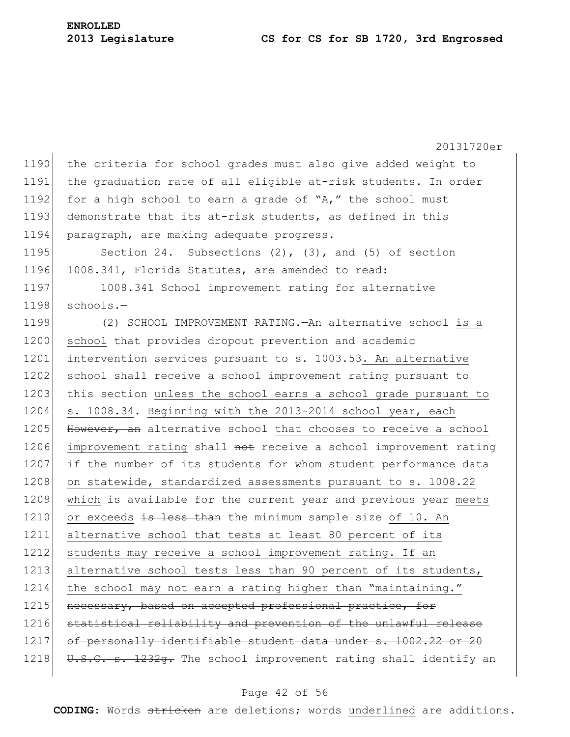the criteria for school grades must also give added weight to the graduation rate of all eligible at-risk students. In order for a high school to earn a grade of "A," the school must demonstrate that its at-risk students, as defined in this paragraph, are making adequate progress.

Section 24. Subsections (2), (3), and (5) of section 1008.341, Florida Statutes, are amended to read:

1008.341 School improvement rating for alternative schools.—

(2) SCHOOL IMPROVEMENT RATING.—An alternative school is a school that provides dropout prevention and academic intervention services pursuant to s. 1003.53. An alternative school shall receive a school improvement rating pursuant to this section unless the school earns a school grade pursuant to s. 1008.34. Beginning with the 2013-2014 school year, each ~~However, an~~ alternative school that chooses to receive a school improvement rating shall ~~not~~ receive a school improvement rating if the number of its students for whom student performance data on statewide, standardized assessments pursuant to s. 1008.22 which is available for the current year and previous year meets or exceeds ~~is less than~~ the minimum sample size of 10. An alternative school that tests at least 80 percent of its students may receive a school improvement rating. If an alternative school tests less than 90 percent of its students, the school may not earn a rating higher than "maintaining." ~~necessary, based on accepted professional practice, for statistical reliability and prevention of the unlawful release of personally identifiable student data under s. 1002.22 or 20 U.S.C. s. 1232g.~~ The school improvement rating shall identify an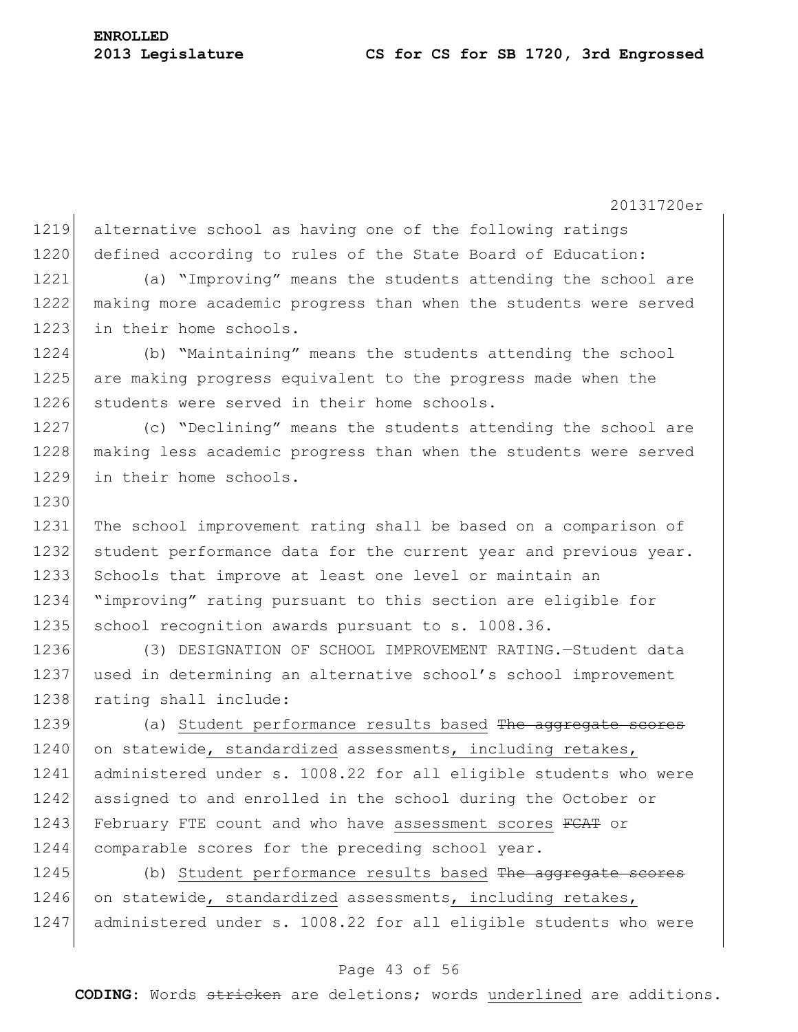alternative school as having one of the following ratings defined according to rules of the State Board of Education:

(a) "Improving" means the students attending the school are making more academic progress than when the students were served in their home schools.

(b) "Maintaining" means the students attending the school are making progress equivalent to the progress made when the students were served in their home schools.

(c) "Declining" means the students attending the school are making less academic progress than when the students were served in their home schools.

The school improvement rating shall be based on a comparison of student performance data for the current year and previous year. Schools that improve at least one level or maintain an "improving" rating pursuant to this section are eligible for school recognition awards pursuant to s. 1008.36.

(3) DESIGNATION OF SCHOOL IMPROVEMENT RATING.—Student data used in determining an alternative school's school improvement rating shall include:

(a) Student performance results based ~~The aggregate scores~~ on statewide, standardized assessments, including retakes, administered under s. 1008.22 for all eligible students who were assigned to and enrolled in the school during the October or February FTE count and who have assessment scores ~~FCAT~~ or comparable scores for the preceding school year.

(b) Student performance results based ~~The aggregate scores~~ on statewide, standardized assessments, including retakes, administered under s. 1008.22 for all eligible students who were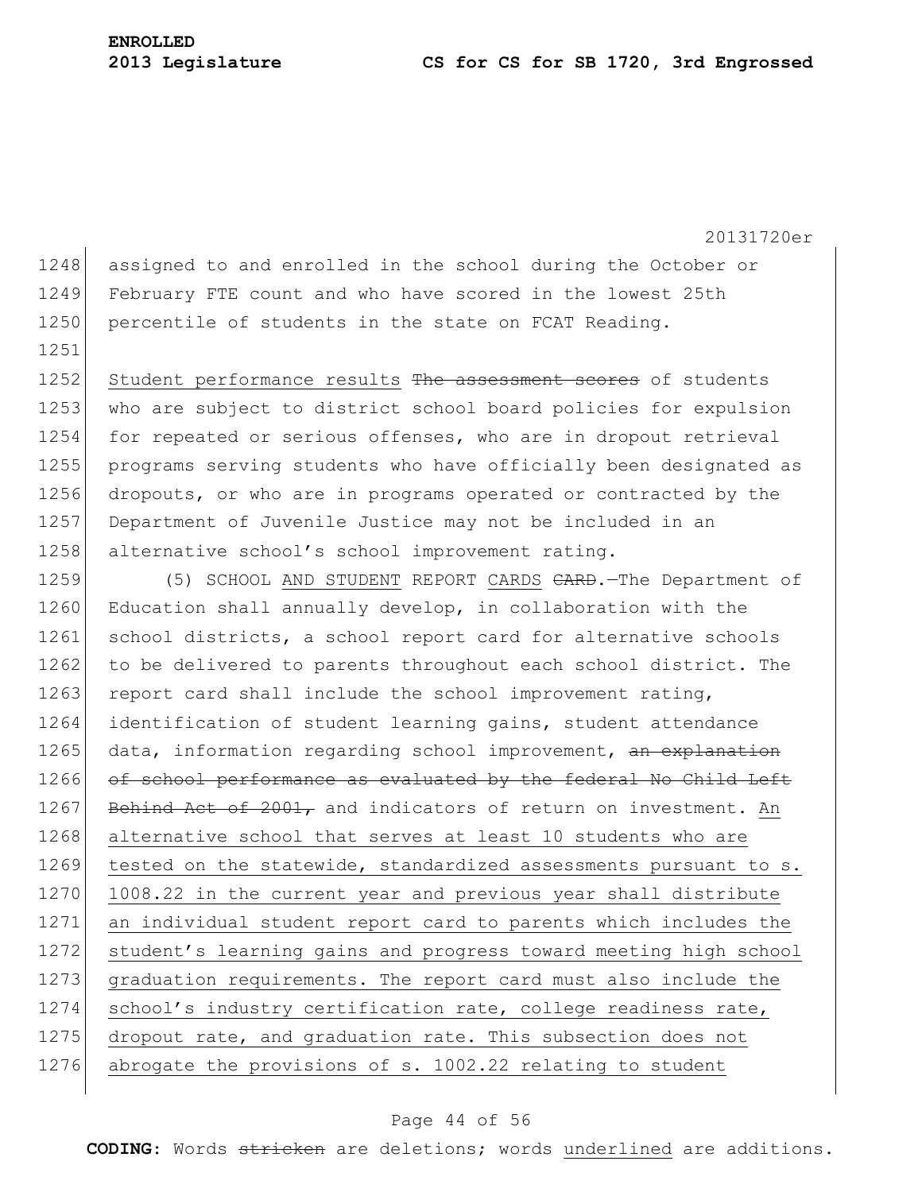assigned to and enrolled in the school during the October or February FTE count and who have scored in the lowest 25th percentile of students in the state on FCAT Reading.

Student performance results ~~The assessment scores~~ of students who are subject to district school board policies for expulsion for repeated or serious offenses, who are in dropout retrieval programs serving students who have officially been designated as dropouts, or who are in programs operated or contracted by the Department of Juvenile Justice may not be included in an alternative school's school improvement rating.

(5) SCHOOL AND STUDENT REPORT CARDS ~~CARD~~.—The Department of Education shall annually develop, in collaboration with the school districts, a school report card for alternative schools to be delivered to parents throughout each school district. The report card shall include the school improvement rating, identification of student learning gains, student attendance data, information regarding school improvement, ~~an explanation of school performance as evaluated by the federal No Child Left Behind Act of 2001,~~ and indicators of return on investment. An alternative school that serves at least 10 students who are tested on the statewide, standardized assessments pursuant to s. 1008.22 in the current year and previous year shall distribute an individual student report card to parents which includes the student's learning gains and progress toward meeting high school graduation requirements. The report card must also include the school's industry certification rate, college readiness rate, dropout rate, and graduation rate. This subsection does not abrogate the provisions of s. 1002.22 relating to student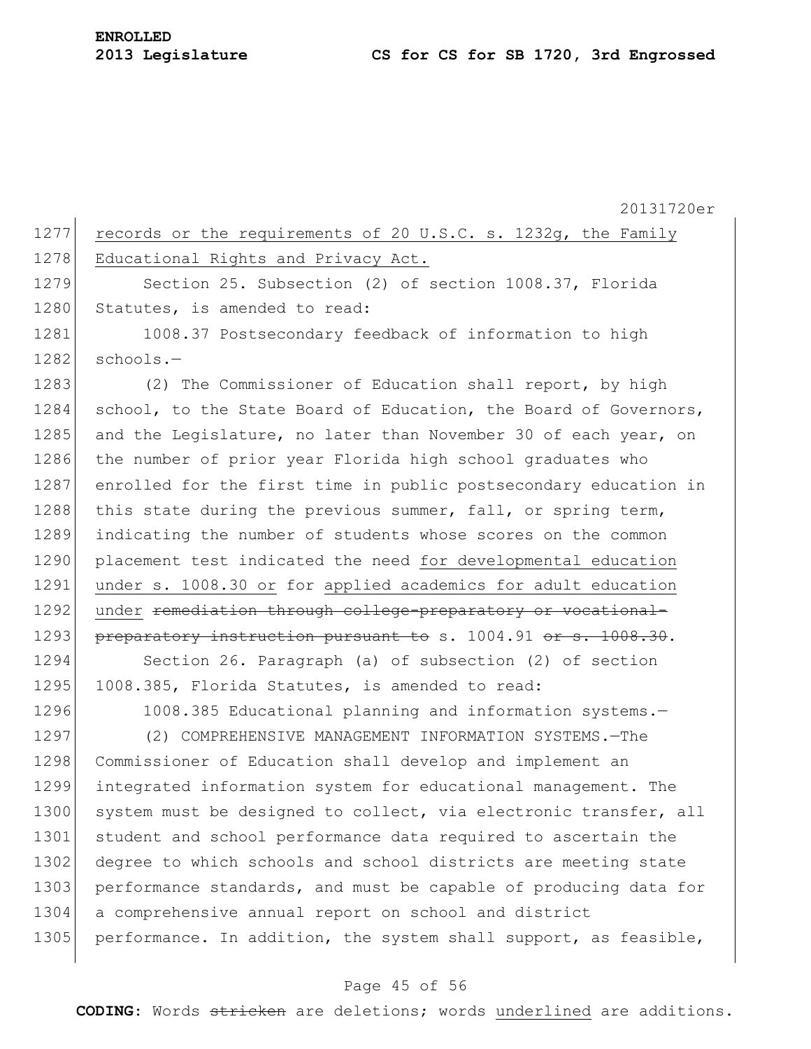records or the requirements of 20 U.S.C. s. 1232g, the Family Educational Rights and Privacy Act.

Section 25. Subsection (2) of section 1008.37, Florida Statutes, is amended to read:

1008.37 Postsecondary feedback of information to high schools.—

(2) The Commissioner of Education shall report, by high school, to the State Board of Education, the Board of Governors, and the Legislature, no later than November 30 of each year, on the number of prior year Florida high school graduates who enrolled for the first time in public postsecondary education in this state during the previous summer, fall, or spring term, indicating the number of students whose scores on the common placement test indicated the need for developmental education under s. 1008.30 or for applied academics for adult education under ~~remediation through college-preparatory or vocational-preparatory instruction pursuant to~~ s. 1004.91 ~~or s. 1008.30~~.

Section 26. Paragraph (a) of subsection (2) of section 1008.385, Florida Statutes, is amended to read:

1008.385 Educational planning and information systems.—

(2) COMPREHENSIVE MANAGEMENT INFORMATION SYSTEMS.—The Commissioner of Education shall develop and implement an integrated information system for educational management. The system must be designed to collect, via electronic transfer, all student and school performance data required to ascertain the degree to which schools and school districts are meeting state performance standards, and must be capable of producing data for a comprehensive annual report on school and district performance. In addition, the system shall support, as feasible,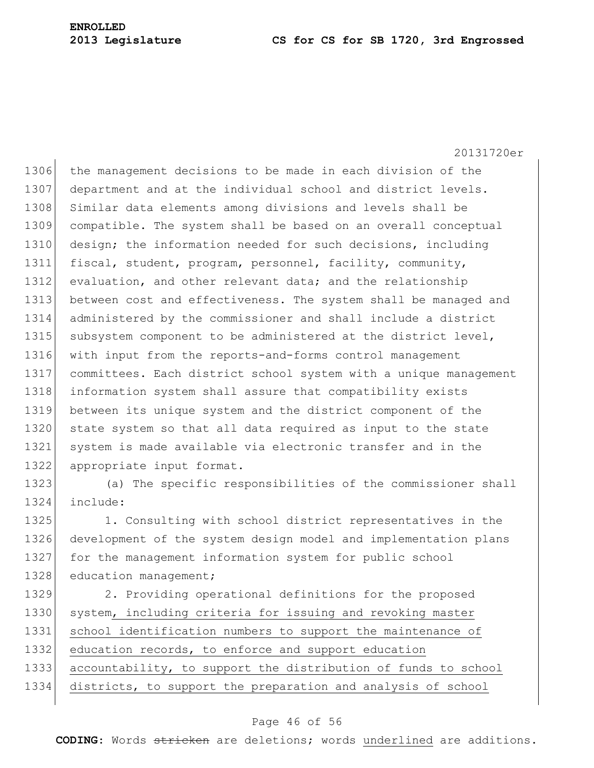the management decisions to be made in each division of the department and at the individual school and district levels. Similar data elements among divisions and levels shall be compatible. The system shall be based on an overall conceptual design; the information needed for such decisions, including fiscal, student, program, personnel, facility, community, evaluation, and other relevant data; and the relationship between cost and effectiveness. The system shall be managed and administered by the commissioner and shall include a district subsystem component to be administered at the district level, with input from the reports-and-forms control management committees. Each district school system with a unique management information system shall assure that compatibility exists between its unique system and the district component of the state system so that all data required as input to the state system is made available via electronic transfer and in the appropriate input format.

(a) The specific responsibilities of the commissioner shall include:

1. Consulting with school district representatives in the development of the system design model and implementation plans for the management information system for public school education management;

2. Providing operational definitions for the proposed system, including criteria for issuing and revoking master school identification numbers to support the maintenance of education records, to enforce and support education accountability, to support the distribution of funds to school districts, to support the preparation and analysis of school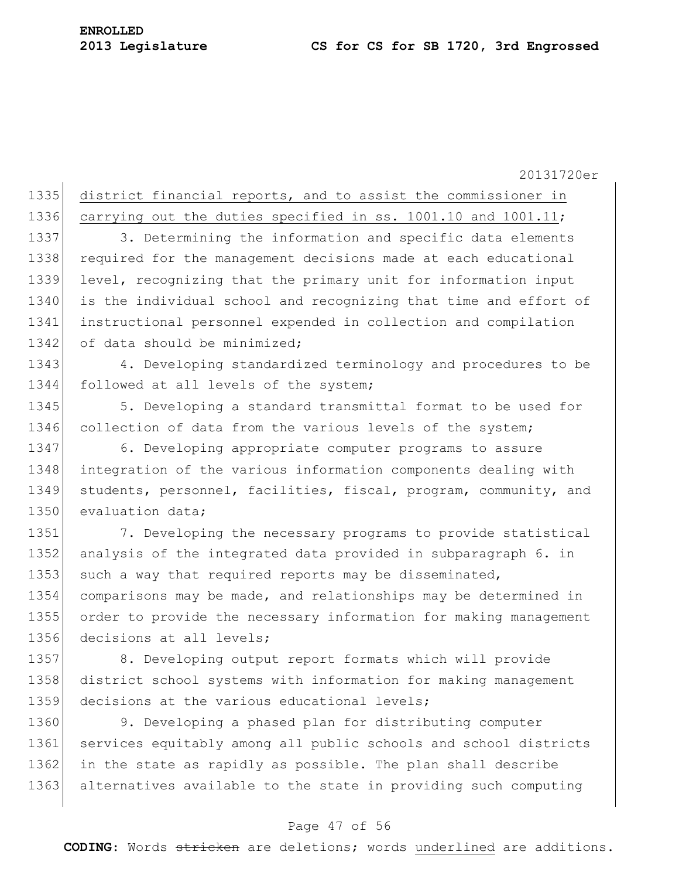district financial reports, and to assist the commissioner in carrying out the duties specified in ss. 1001.10 and 1001.11;

3. Determining the information and specific data elements required for the management decisions made at each educational level, recognizing that the primary unit for information input is the individual school and recognizing that time and effort of instructional personnel expended in collection and compilation of data should be minimized;

4. Developing standardized terminology and procedures to be followed at all levels of the system;

5. Developing a standard transmittal format to be used for collection of data from the various levels of the system;

6. Developing appropriate computer programs to assure integration of the various information components dealing with students, personnel, facilities, fiscal, program, community, and evaluation data;

7. Developing the necessary programs to provide statistical analysis of the integrated data provided in subparagraph 6. in such a way that required reports may be disseminated, comparisons may be made, and relationships may be determined in order to provide the necessary information for making management decisions at all levels;

8. Developing output report formats which will provide district school systems with information for making management decisions at the various educational levels;

9. Developing a phased plan for distributing computer services equitably among all public schools and school districts in the state as rapidly as possible. The plan shall describe alternatives available to the state in providing such computing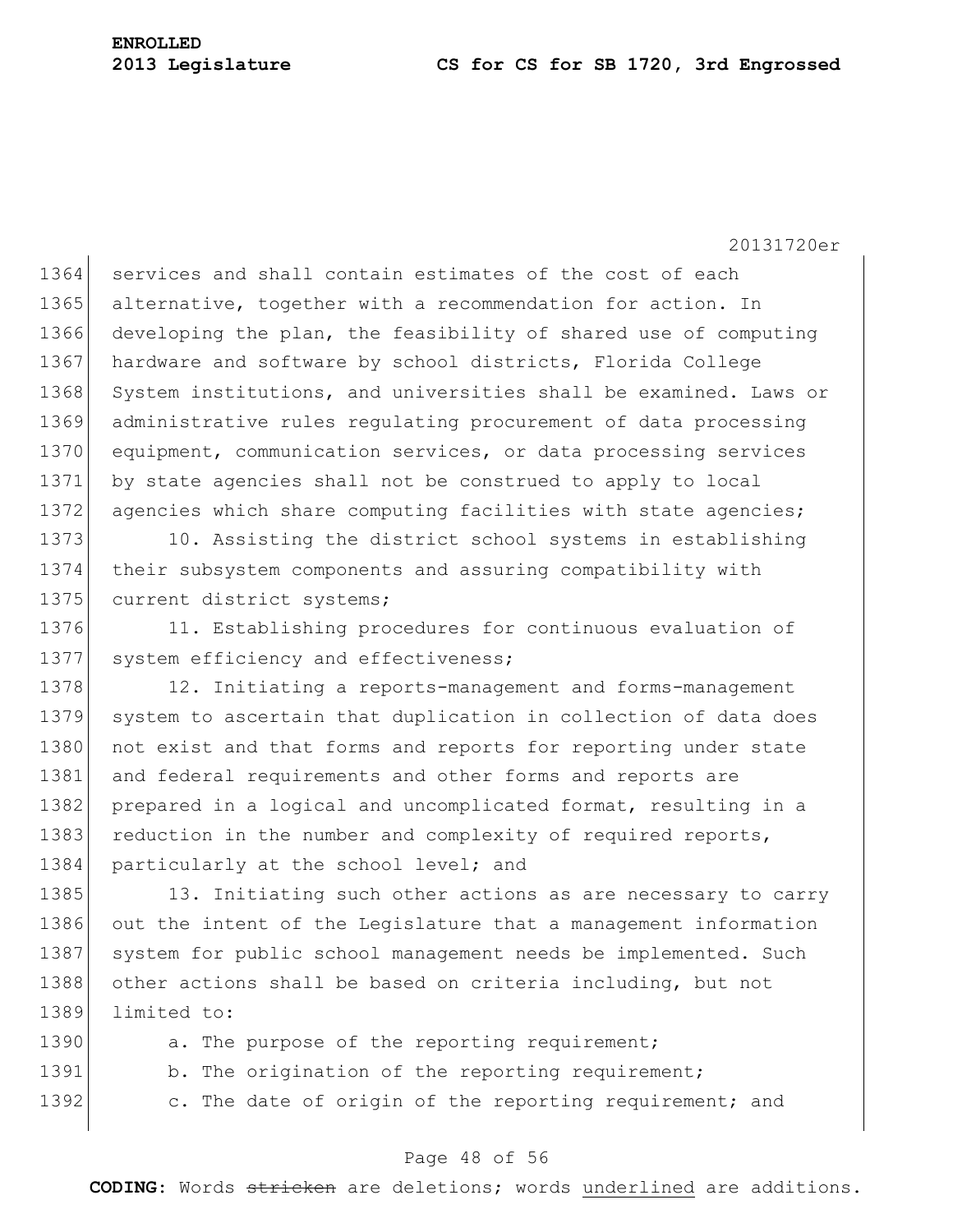services and shall contain estimates of the cost of each alternative, together with a recommendation for action. In developing the plan, the feasibility of shared use of computing hardware and software by school districts, Florida College System institutions, and universities shall be examined. Laws or administrative rules regulating procurement of data processing equipment, communication services, or data processing services by state agencies shall not be construed to apply to local agencies which share computing facilities with state agencies;

10. Assisting the district school systems in establishing their subsystem components and assuring compatibility with current district systems;

11. Establishing procedures for continuous evaluation of system efficiency and effectiveness;

12. Initiating a reports-management and forms-management system to ascertain that duplication in collection of data does not exist and that forms and reports for reporting under state and federal requirements and other forms and reports are prepared in a logical and uncomplicated format, resulting in a reduction in the number and complexity of required reports, particularly at the school level; and

13. Initiating such other actions as are necessary to carry out the intent of the Legislature that a management information system for public school management needs be implemented. Such other actions shall be based on criteria including, but not limited to:

a. The purpose of the reporting requirement;

b. The origination of the reporting requirement;

c. The date of origin of the reporting requirement; and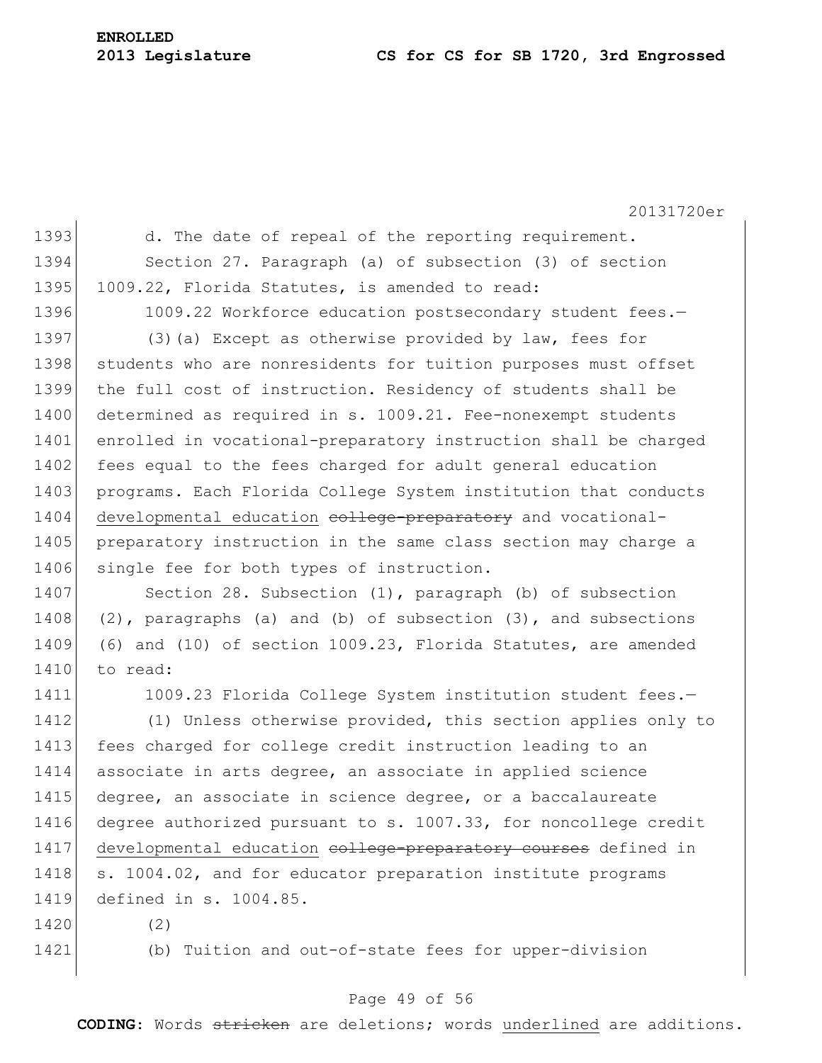d. The date of repeal of the reporting requirement.

Section 27. Paragraph (a) of subsection (3) of section 1009.22, Florida Statutes, is amended to read:

1009.22 Workforce education postsecondary student fees.—

(3)(a) Except as otherwise provided by law, fees for students who are nonresidents for tuition purposes must offset the full cost of instruction. Residency of students shall be determined as required in s. 1009.21. Fee-nonexempt students enrolled in vocational-preparatory instruction shall be charged fees equal to the fees charged for adult general education programs. Each Florida College System institution that conducts <u>developmental education</u> ~~college-preparatory~~ and vocational-preparatory instruction in the same class section may charge a single fee for both types of instruction.

Section 28. Subsection (1), paragraph (b) of subsection (2), paragraphs (a) and (b) of subsection (3), and subsections (6) and (10) of section 1009.23, Florida Statutes, are amended to read:

1009.23 Florida College System institution student fees.—

(1) Unless otherwise provided, this section applies only to fees charged for college credit instruction leading to an associate in arts degree, an associate in applied science degree, an associate in science degree, or a baccalaureate degree authorized pursuant to s. 1007.33, for noncollege credit <u>developmental education</u> ~~college-preparatory courses~~ defined in s. 1004.02, and for educator preparation institute programs defined in s. 1004.85.

(2)

(b) Tuition and out-of-state fees for upper-division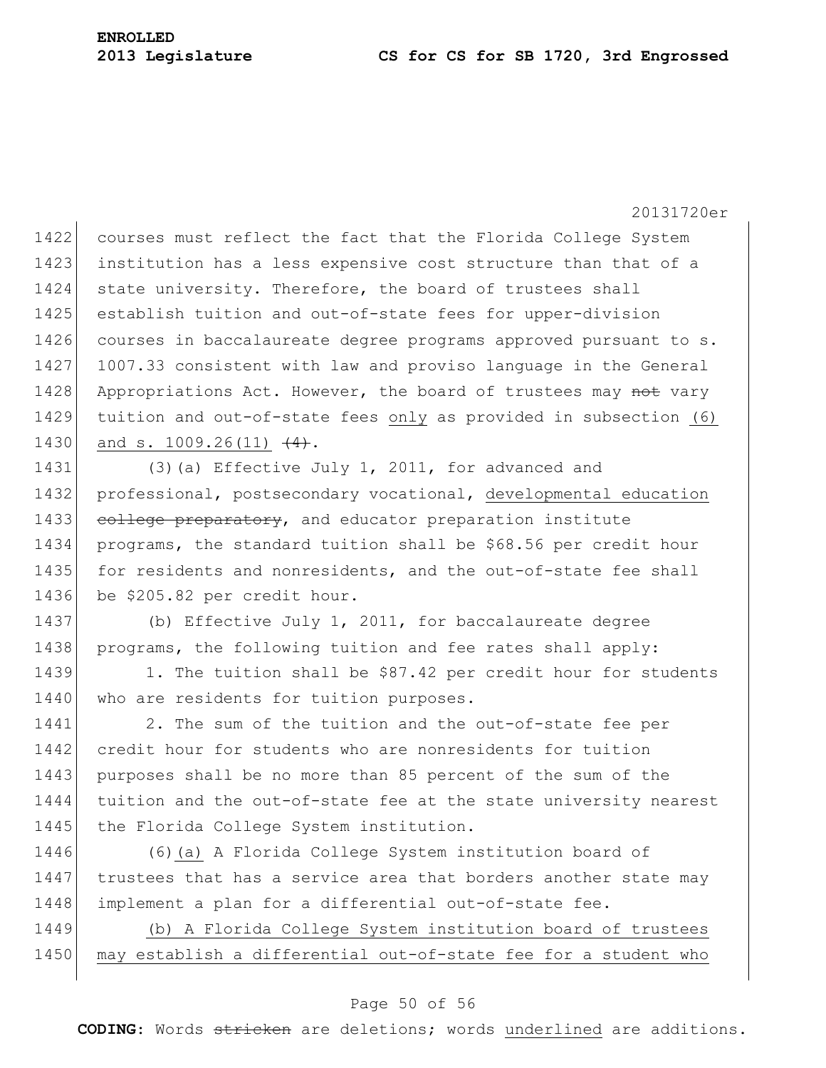courses must reflect the fact that the Florida College System institution has a less expensive cost structure than that of a state university. Therefore, the board of trustees shall establish tuition and out-of-state fees for upper-division courses in baccalaureate degree programs approved pursuant to s. 1007.33 consistent with law and proviso language in the General Appropriations Act. However, the board of trustees may ~~not~~ vary tuition and out-of-state fees <u>only</u> as provided in subsection <u>(6) and s. 1009.26(11)</u> ~~(4)~~.

(3)(a) Effective July 1, 2011, for advanced and professional, postsecondary vocational, <u>developmental education</u> ~~college preparatory~~, and educator preparation institute programs, the standard tuition shall be $68.56 per credit hour for residents and nonresidents, and the out-of-state fee shall be $205.82 per credit hour.

(b) Effective July 1, 2011, for baccalaureate degree programs, the following tuition and fee rates shall apply:

1. The tuition shall be $87.42 per credit hour for students who are residents for tuition purposes.

2. The sum of the tuition and the out-of-state fee per credit hour for students who are nonresidents for tuition purposes shall be no more than 85 percent of the sum of the tuition and the out-of-state fee at the state university nearest the Florida College System institution.

(6)<u>(a)</u> A Florida College System institution board of trustees that has a service area that borders another state may implement a plan for a differential out-of-state fee.

<u>(b) A Florida College System institution board of trustees may establish a differential out-of-state fee for a student who</u>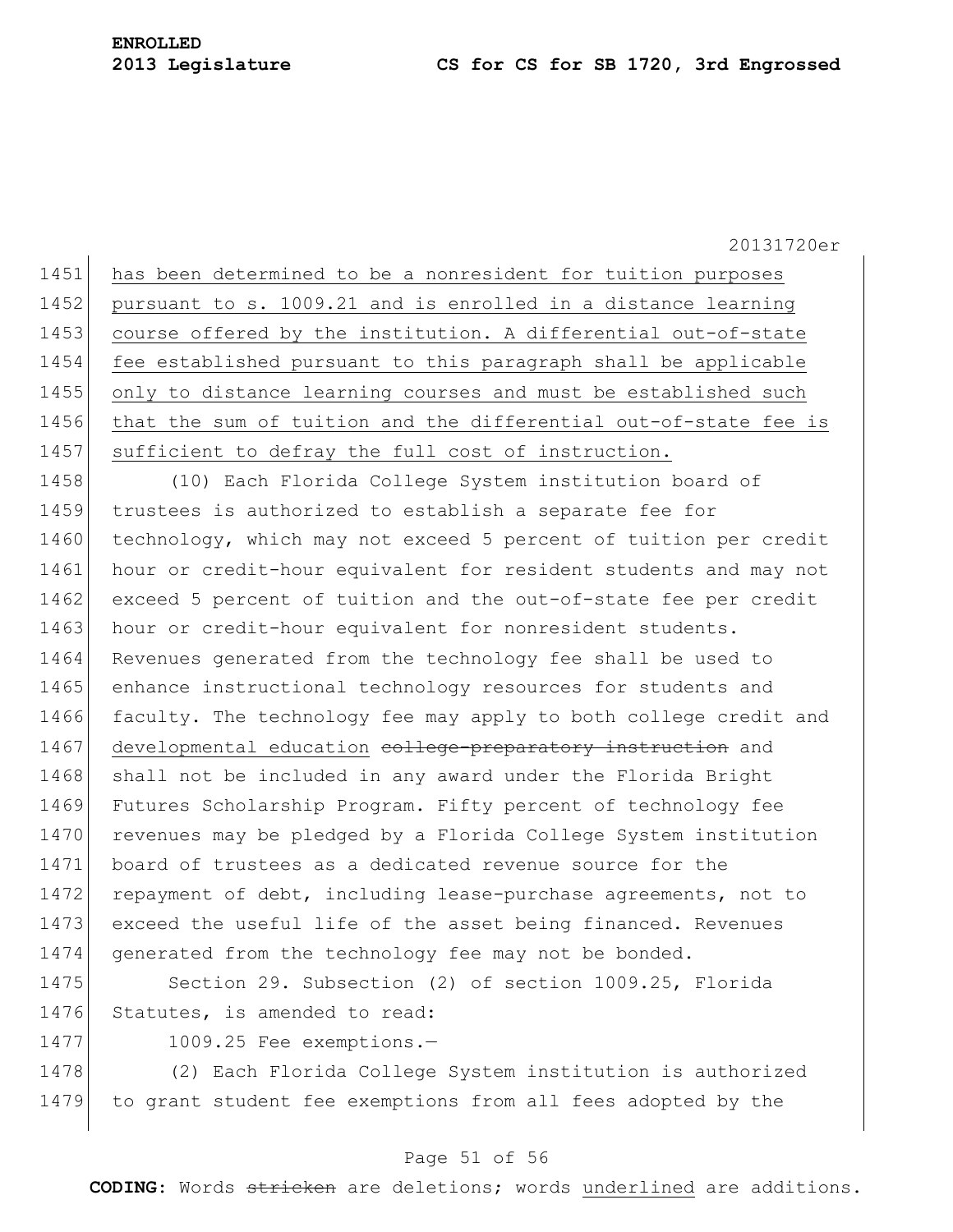has been determined to be a nonresident for tuition purposes pursuant to s. 1009.21 and is enrolled in a distance learning course offered by the institution. A differential out-of-state fee established pursuant to this paragraph shall be applicable only to distance learning courses and must be established such that the sum of tuition and the differential out-of-state fee is sufficient to defray the full cost of instruction.

(10) Each Florida College System institution board of trustees is authorized to establish a separate fee for technology, which may not exceed 5 percent of tuition per credit hour or credit-hour equivalent for resident students and may not exceed 5 percent of tuition and the out-of-state fee per credit hour or credit-hour equivalent for nonresident students. Revenues generated from the technology fee shall be used to enhance instructional technology resources for students and faculty. The technology fee may apply to both college credit and developmental education ~~college-preparatory instruction~~ and shall not be included in any award under the Florida Bright Futures Scholarship Program. Fifty percent of technology fee revenues may be pledged by a Florida College System institution board of trustees as a dedicated revenue source for the repayment of debt, including lease-purchase agreements, not to exceed the useful life of the asset being financed. Revenues generated from the technology fee may not be bonded.

Section 29. Subsection (2) of section 1009.25, Florida Statutes, is amended to read:

1009.25 Fee exemptions.—

(2) Each Florida College System institution is authorized to grant student fee exemptions from all fees adopted by the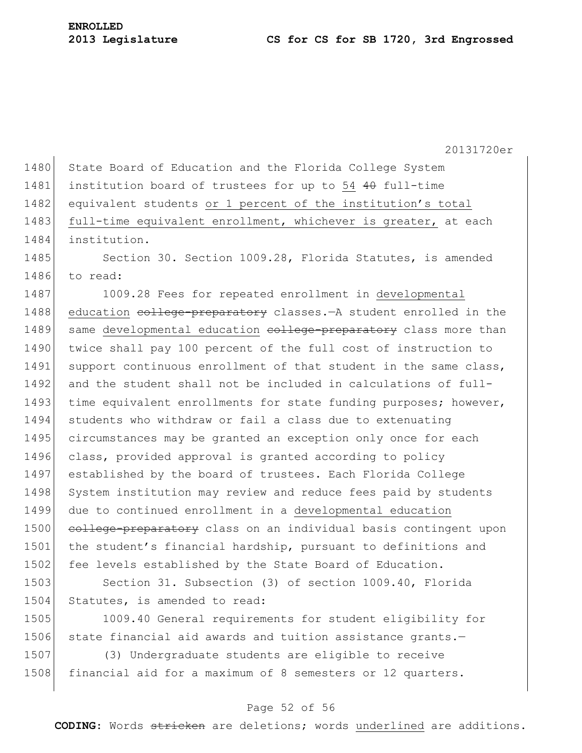State Board of Education and the Florida College System institution board of trustees for up to <u>54</u> ~~40~~ full-time equivalent students <u>or 1 percent of the institution's total full-time equivalent enrollment, whichever is greater,</u> at each institution.

Section 30. Section 1009.28, Florida Statutes, is amended to read:

1009.28 Fees for repeated enrollment in <u>developmental education</u> ~~college-preparatory~~ classes.—A student enrolled in the same <u>developmental education</u> ~~college-preparatory~~ class more than twice shall pay 100 percent of the full cost of instruction to support continuous enrollment of that student in the same class, and the student shall not be included in calculations of full-time equivalent enrollments for state funding purposes; however, students who withdraw or fail a class due to extenuating circumstances may be granted an exception only once for each class, provided approval is granted according to policy established by the board of trustees. Each Florida College System institution may review and reduce fees paid by students due to continued enrollment in a <u>developmental education</u> ~~college-preparatory~~ class on an individual basis contingent upon the student's financial hardship, pursuant to definitions and fee levels established by the State Board of Education.

Section 31. Subsection (3) of section 1009.40, Florida Statutes, is amended to read:

1009.40 General requirements for student eligibility for state financial aid awards and tuition assistance grants.—

(3) Undergraduate students are eligible to receive financial aid for a maximum of 8 semesters or 12 quarters.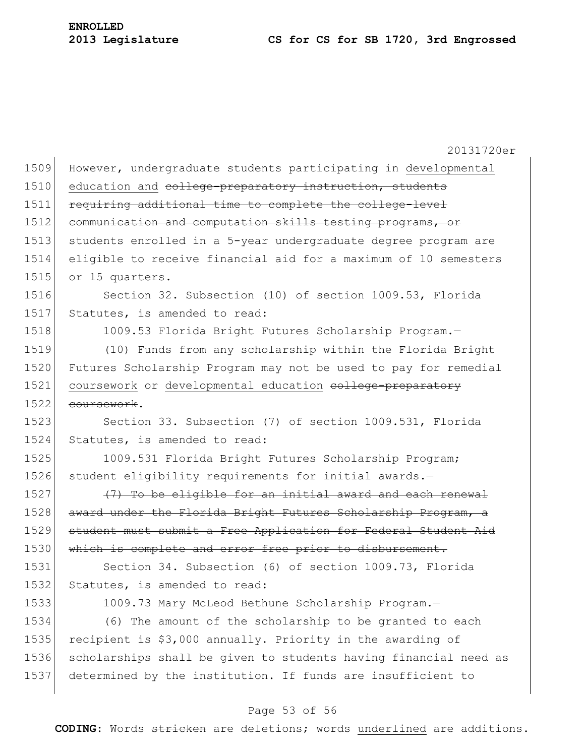However, undergraduate students participating in developmental education and ~~college-preparatory instruction, students requiring additional time to complete the college-level communication and computation skills testing programs, or~~ students enrolled in a 5-year undergraduate degree program are eligible to receive financial aid for a maximum of 10 semesters or 15 quarters.

Section 32. Subsection (10) of section 1009.53, Florida Statutes, is amended to read:

1009.53 Florida Bright Futures Scholarship Program.—

(10) Funds from any scholarship within the Florida Bright Futures Scholarship Program may not be used to pay for remedial coursework or developmental education ~~college-preparatory coursework~~.

Section 33. Subsection (7) of section 1009.531, Florida Statutes, is amended to read:

1009.531 Florida Bright Futures Scholarship Program; student eligibility requirements for initial awards.—

~~(7) To be eligible for an initial award and each renewal award under the Florida Bright Futures Scholarship Program, a student must submit a Free Application for Federal Student Aid which is complete and error free prior to disbursement.~~

Section 34. Subsection (6) of section 1009.73, Florida Statutes, is amended to read:

1009.73 Mary McLeod Bethune Scholarship Program.—

(6) The amount of the scholarship to be granted to each recipient is $3,000 annually. Priority in the awarding of scholarships shall be given to students having financial need as determined by the institution. If funds are insufficient to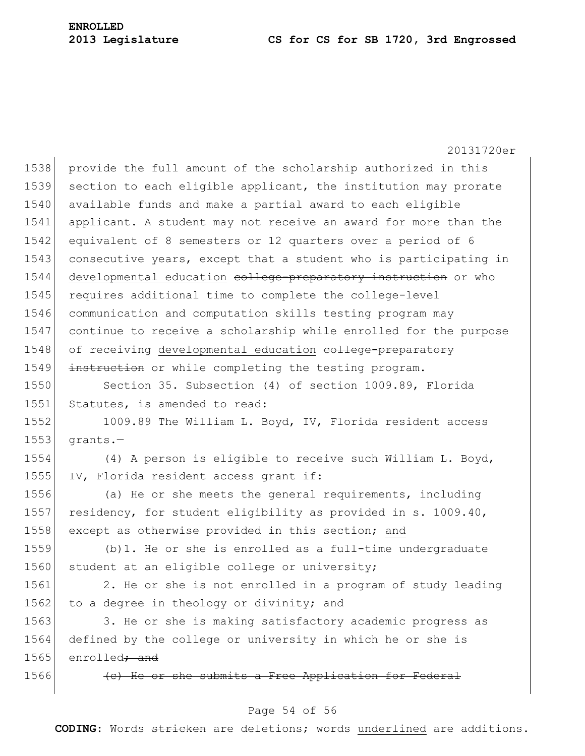provide the full amount of the scholarship authorized in this section to each eligible applicant, the institution may prorate available funds and make a partial award to each eligible applicant. A student may not receive an award for more than the equivalent of 8 semesters or 12 quarters over a period of 6 consecutive years, except that a student who is participating in <u>developmental education</u> ~~college-preparatory instruction~~ or who requires additional time to complete the college-level communication and computation skills testing program may continue to receive a scholarship while enrolled for the purpose of receiving <u>developmental education</u> ~~college-preparatory instruction~~ or while completing the testing program.

Section 35. Subsection (4) of section 1009.89, Florida Statutes, is amended to read:

1009.89 The William L. Boyd, IV, Florida resident access grants.—

(4) A person is eligible to receive such William L. Boyd, IV, Florida resident access grant if:

(a) He or she meets the general requirements, including residency, for student eligibility as provided in s. 1009.40, except as otherwise provided in this section; <u>and</u>

(b)1. He or she is enrolled as a full-time undergraduate student at an eligible college or university;

2. He or she is not enrolled in a program of study leading to a degree in theology or divinity; and

3. He or she is making satisfactory academic progress as defined by the college or university in which he or she is enrolled~~; and~~

~~(c) He or she submits a Free Application for Federal~~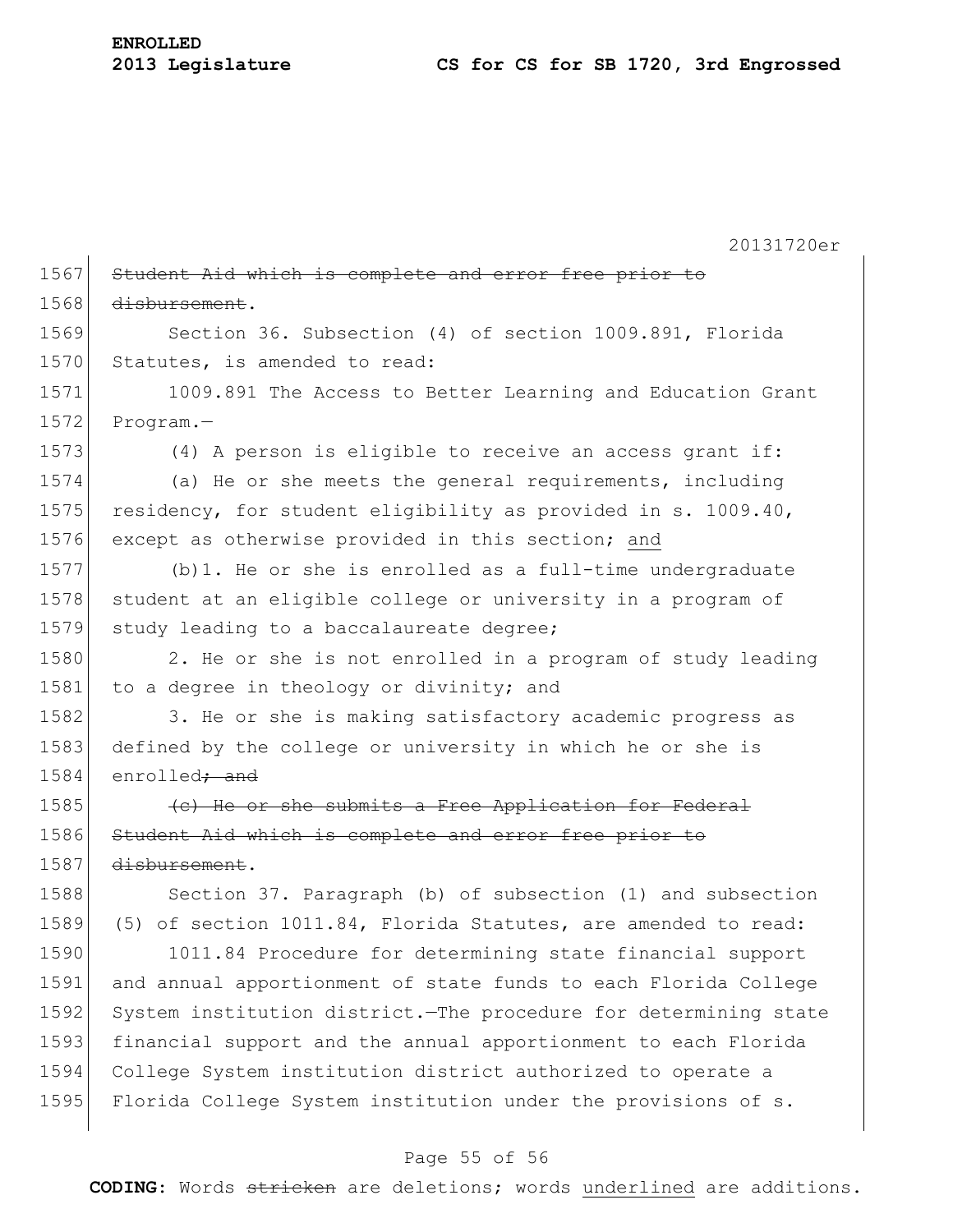Student Aid which is complete and error free prior to disbursement.

Section 36. Subsection (4) of section 1009.891, Florida Statutes, is amended to read:

1009.891 The Access to Better Learning and Education Grant Program.—

(4) A person is eligible to receive an access grant if:

(a) He or she meets the general requirements, including residency, for student eligibility as provided in s. 1009.40, except as otherwise provided in this section; and

(b)1. He or she is enrolled as a full-time undergraduate student at an eligible college or university in a program of study leading to a baccalaureate degree;

2. He or she is not enrolled in a program of study leading to a degree in theology or divinity; and

3. He or she is making satisfactory academic progress as defined by the college or university in which he or she is enrolled; and

(c) He or she submits a Free Application for Federal Student Aid which is complete and error free prior to disbursement.

Section 37. Paragraph (b) of subsection (1) and subsection (5) of section 1011.84, Florida Statutes, are amended to read:

1011.84 Procedure for determining state financial support and annual apportionment of state funds to each Florida College System institution district.—The procedure for determining state financial support and the annual apportionment to each Florida College System institution district authorized to operate a Florida College System institution under the provisions of s.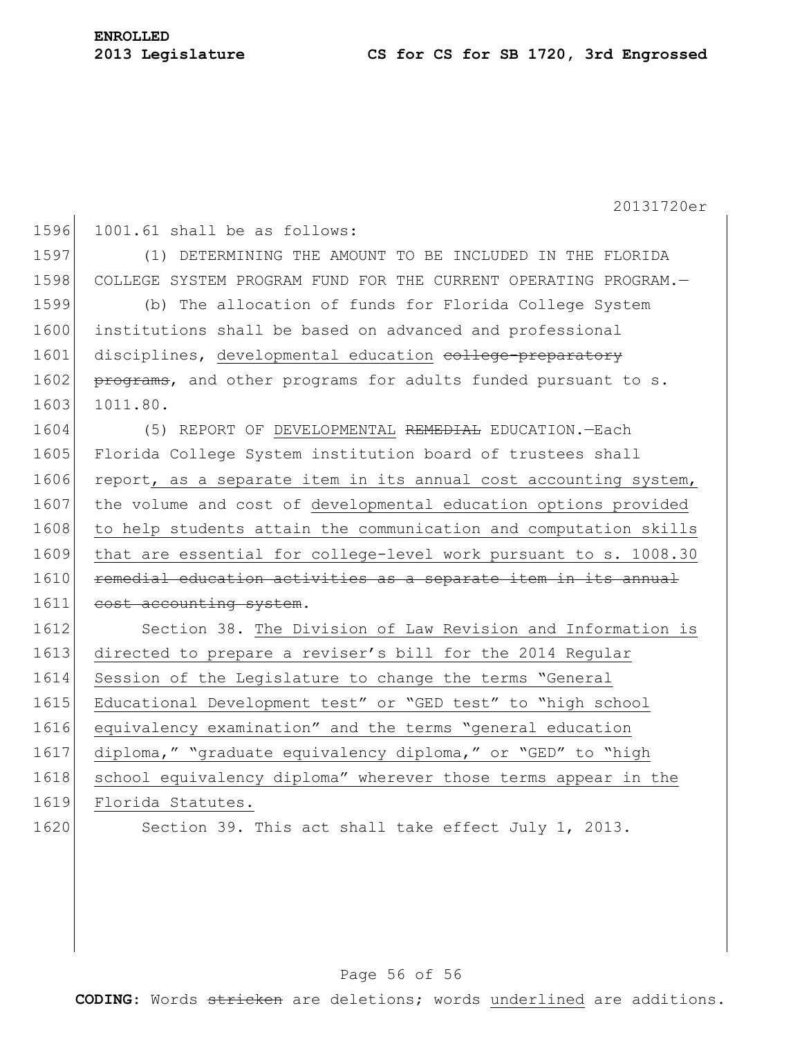1001.61 shall be as follows:

(1) DETERMINING THE AMOUNT TO BE INCLUDED IN THE FLORIDA COLLEGE SYSTEM PROGRAM FUND FOR THE CURRENT OPERATING PROGRAM.—

(b) The allocation of funds for Florida College System institutions shall be based on advanced and professional disciplines, developmental education ~~college-preparatory programs~~, and other programs for adults funded pursuant to s. 1011.80.

(5) REPORT OF DEVELOPMENTAL ~~REMEDIAL~~ EDUCATION.—Each Florida College System institution board of trustees shall report, as a separate item in its annual cost accounting system, the volume and cost of developmental education options provided to help students attain the communication and computation skills that are essential for college-level work pursuant to s. 1008.30 ~~remedial education activities as a separate item in its annual cost accounting system~~.

Section 38. The Division of Law Revision and Information is directed to prepare a reviser's bill for the 2014 Regular Session of the Legislature to change the terms "General Educational Development test" or "GED test" to "high school equivalency examination" and the terms "general education diploma," "graduate equivalency diploma," or "GED" to "high school equivalency diploma" wherever those terms appear in the Florida Statutes.

Section 39. This act shall take effect July 1, 2013.

**CODING:** Words ~~stricken~~ are deletions; words underlined are additions.